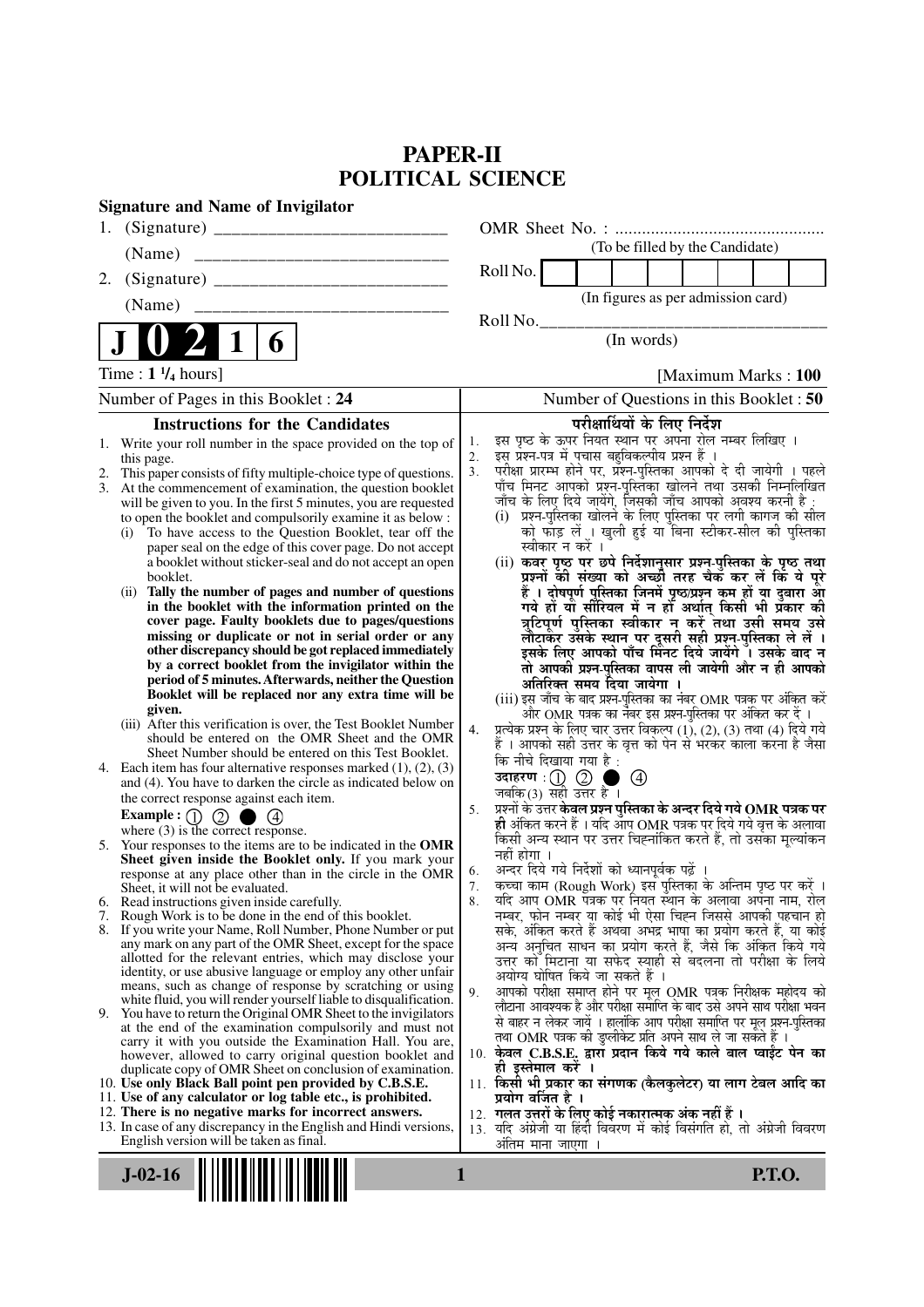# PAPER-II
# POLITICAL SCIENCE

**Signature and Name of Invigilator**

1. (Signature) __________________________

   (Name) ____________________________

2. (Signature) __________________________

   (Name) ____________________________

OMR Sheet No. : ...............................................

(To be filled by the Candidate)

Roll No. | | | | | | | | |

(In figures as per admission card)

Roll No.________________________________

(In words)

**J 0 2 1 6**

Time : **1 ¼ hours**] [Maximum Marks : **100**

Number of Pages in this Booklet : 24

Number of Questions in this Booklet : 50

## Instructions for the Candidates

1. Write your roll number in the space provided on the top of this page.
2. This paper consists of fifty multiple-choice type of questions.
3. At the commencement of examination, the question booklet will be given to you. In the first 5 minutes, you are requested to open the booklet and compulsorily examine it as below :
   (i) To have access to the Question Booklet, tear off the paper seal on the edge of this cover page. Do not accept a booklet without sticker-seal and do not accept an open booklet.
   (ii) **Tally the number of pages and number of questions in the booklet with the information printed on the cover page. Faulty booklets due to pages/questions missing or duplicate or not in serial order or any other discrepancy should be got replaced immediately by a correct booklet from the invigilator within the period of 5 minutes. Afterwards, neither the Question Booklet will be replaced nor any extra time will be given.**
   (iii) After this verification is over, the Test Booklet Number should be entered on the OMR Sheet and the OMR Sheet Number should be entered on this Test Booklet.
4. Each item has four alternative responses marked (1), (2), (3) and (4). You have to darken the circle as indicated below on the correct response against each item.
   **Example :** ① ② ● ④
   where (3) is the correct response.
5. Your responses to the items are to be indicated in the **OMR Sheet given inside the Booklet only.** If you mark your response at any place other than in the circle in the OMR Sheet, it will not be evaluated.
6. Read instructions given inside carefully.
7. Rough Work is to be done in the end of this booklet.
8. If you write your Name, Roll Number, Phone Number or put any mark on any part of the OMR Sheet, except for the space allotted for the relevant entries, which may disclose your identity, or use abusive language or employ any other unfair means, such as change of response by scratching or using white fluid, you will render yourself liable to disqualification.
9. You have to return the Original OMR Sheet to the invigilators at the end of the examination compulsorily and must not carry it with you outside the Examination Hall. You are, however, allowed to carry original question booklet and duplicate copy of OMR Sheet on conclusion of examination.
10. **Use only Black Ball point pen provided by C.B.S.E.**
11. **Use of any calculator or log table etc., is prohibited.**
12. **There is no negative marks for incorrect answers.**
13. In case of any discrepancy in the English and Hindi versions, English version will be taken as final.

## परीक्षार्थियों के लिए निर्देश

1. इस पृष्ठ के ऊपर नियत स्थान पर अपना रोल नम्बर लिखिए ।
2. इस प्रश्न-पत्र में पचास बहुविकल्पीय प्रश्न हैं ।
3. परीक्षा प्रारम्भ होने पर, प्रश्न-पुस्तिका आपको दे दी जायेगी । पहले पाँच मिनट आपको प्रश्न-पुस्तिका खोलने तथा उसकी निम्नलिखित जाँच के लिए दिये जायेंगे, जिसकी जाँच आपको अवश्य करनी है :
   (i) प्रश्न-पुस्तिका खोलने के लिए पुस्तिका पर लगी कागज की सील को फाड़ लें । खुली हुई या बिना स्टीकर-सील की पुस्तिका स्वीकार न करें ।
   (ii) **कवर पृष्ठ पर छपे निर्देशानुसार प्रश्न-पुस्तिका के पृष्ठ तथा प्रश्नों की संख्या को अच्छी तरह चैक कर लें कि ये पूरे हैं । दोषपूर्ण पुस्तिका जिनमें पृष्ठ/प्रश्न कम हों या दुबारा आ गये हों या सीरियल में न हों अर्थात् किसी भी प्रकार की त्रुटिपूर्ण पुस्तिका स्वीकार न करें तथा उसी समय उसे लौटाकर उसके स्थान पर दूसरी सही प्रश्न-पुस्तिका ले लें । इसके लिए आपको पाँच मिनट दिये जायेंगे । उसके बाद न तो आपकी प्रश्न-पुस्तिका वापस ली जायेगी और न ही आपको अतिरिक्त समय दिया जायेगा ।**
   (iii) इस जाँच के बाद प्रश्न-पुस्तिका का नंबर OMR पत्रक पर अंकित करें और OMR पत्रक का नंबर इस प्रश्न-पुस्तिका पर अंकित कर दें ।
4. प्रत्येक प्रश्न के लिए चार उत्तर विकल्प (1), (2), (3) तथा (4) दिये गये हैं । आपको सही उत्तर के वृत्त को पेन से भरकर काला करना है जैसा कि नीचे दिखाया गया है :
   **उदाहरण :** ① ② ● ④
   जबकि (3) सही उत्तर है ।
5. प्रश्नों के उत्तर **केवल प्रश्न पुस्तिका के अन्दर दिये गये OMR पत्रक पर ही** अंकित करने हैं । यदि आप OMR पत्रक पर दिये गये वृत्त के अलावा किसी अन्य स्थान पर उत्तर चिह्नांकित करते हैं, तो उसका मूल्यांकन नहीं होगा ।
6. अन्दर दिये गये निर्देशों को ध्यानपूर्वक पढ़ें ।
7. कच्चा काम (Rough Work) इस पुस्तिका के अन्तिम पृष्ठ पर करें ।
8. यदि आप OMR पत्रक पर नियत स्थान के अलावा अपना नाम, रोल नम्बर, फोन नम्बर या कोई भी ऐसा चिह्न जिससे आपकी पहचान हो सके, अंकित करते हैं अथवा अभद्र भाषा का प्रयोग करते हैं, या कोई अन्य अनुचित साधन का प्रयोग करते हैं, जैसे कि अंकित किये गये उत्तर को मिटाना या सफेद स्याही से बदलना तो परीक्षा के लिये अयोग्य घोषित किये जा सकते हैं ।
9. आपको परीक्षा समाप्त होने पर मूल OMR पत्रक निरीक्षक महोदय को लौटाना आवश्यक है और परीक्षा समाप्ति के बाद उसे अपने साथ परीक्षा भवन से बाहर न लेकर जायें । हालांकि आप परीक्षा समाप्ति पर मूल प्रश्न-पुस्तिका तथा OMR पत्रक की डुप्लीकेट प्रति अपने साथ ले जा सकते हैं ।
10. **केवल C.B.S.E. द्वारा प्रदान किये गये काले बाल प्वाईंट पेन का ही इस्तेमाल करें ।**
11. **किसी भी प्रकार का संगणक (कैलकुलेटर) या लाग टेबल आदि का प्रयोग वर्जित है ।**
12. **गलत उत्तरों के लिए कोई नकारात्मक अंक नहीं हैं ।**
13. यदि अंग्रेजी या हिंदी विवरण में कोई विसंगति हो, तो अंग्रेजी विवरण अंतिम माना जाएगा ।

J-02-16 P.T.O.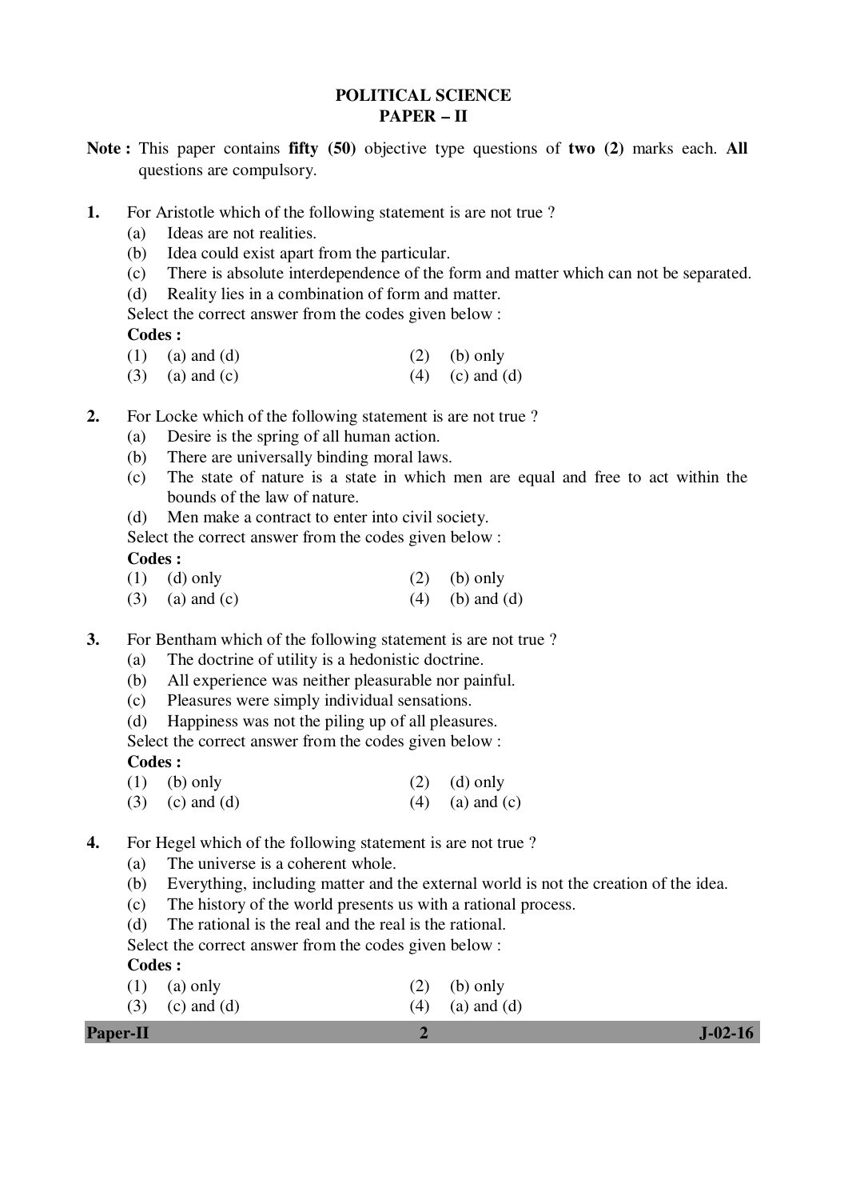# POLITICAL SCIENCE
## PAPER – II

**Note :** This paper contains **fifty (50)** objective type questions of **two (2)** marks each. **All** questions are compulsory.

**1.** For Aristotle which of the following statement is are not true ?

(a) Ideas are not realities.
(b) Idea could exist apart from the particular.
(c) There is absolute interdependence of the form and matter which can not be separated.
(d) Reality lies in a combination of form and matter.

Select the correct answer from the codes given below :

**Codes :**

(1) (a) and (d)
(2) (b) only
(3) (a) and (c)
(4) (c) and (d)

**2.** For Locke which of the following statement is are not true ?

(a) Desire is the spring of all human action.
(b) There are universally binding moral laws.
(c) The state of nature is a state in which men are equal and free to act within the bounds of the law of nature.
(d) Men make a contract to enter into civil society.

Select the correct answer from the codes given below :

**Codes :**

(1) (d) only
(2) (b) only
(3) (a) and (c)
(4) (b) and (d)

**3.** For Bentham which of the following statement is are not true ?

(a) The doctrine of utility is a hedonistic doctrine.
(b) All experience was neither pleasurable nor painful.
(c) Pleasures were simply individual sensations.
(d) Happiness was not the piling up of all pleasures.

Select the correct answer from the codes given below :

**Codes :**

(1) (b) only
(2) (d) only
(3) (c) and (d)
(4) (a) and (c)

**4.** For Hegel which of the following statement is are not true ?

(a) The universe is a coherent whole.
(b) Everything, including matter and the external world is not the creation of the idea.
(c) The history of the world presents us with a rational process.
(d) The rational is the real and the real is the rational.

Select the correct answer from the codes given below :

**Codes :**

(1) (a) only
(2) (b) only
(3) (c) and (d)
(4) (a) and (d)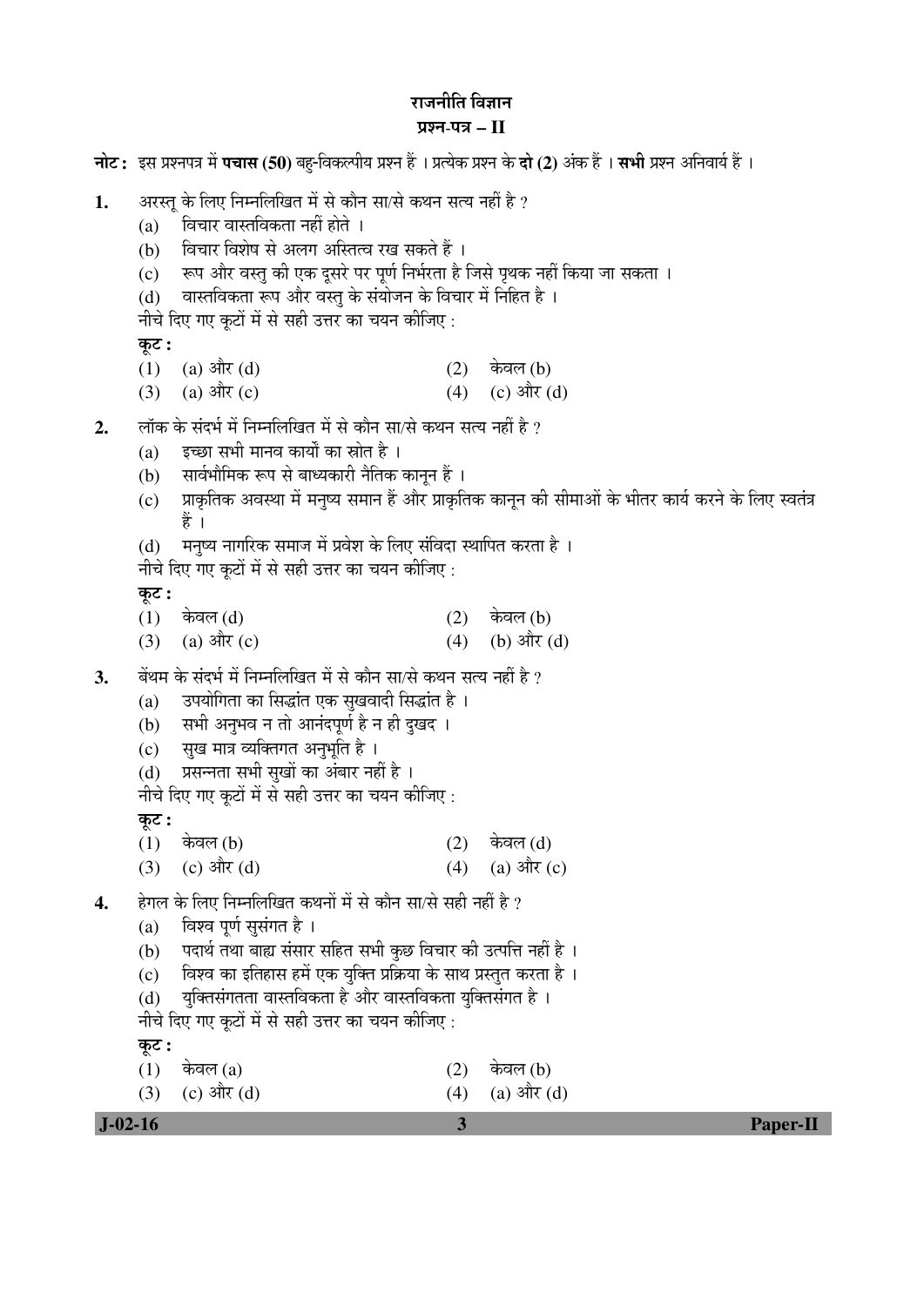# राजनीति विज्ञान

## प्रश्न-पत्र – II

**नोट :** इस प्रश्नपत्र में **पचास (50)** बहु-विकल्पीय प्रश्न हैं । प्रत्येक प्रश्न के **दो (2)** अंक हैं । **सभी** प्रश्न अनिवार्य हैं ।

**1.** अरस्तू के लिए निम्नलिखित में से कौन सा/से कथन सत्य नहीं है ?

(a) विचार वास्तविकता नहीं होते ।

(b) विचार विशेष से अलग अस्तित्व रख सकते हैं ।

(c) रूप और वस्तु की एक दूसरे पर पूर्ण निर्भरता है जिसे पृथक नहीं किया जा सकता ।

(d) वास्तविकता रूप और वस्तु के संयोजन के विचार में निहित है ।

नीचे दिए गए कूटों में से सही उत्तर का चयन कीजिए :

**कूट :**

(1) (a) और (d) (2) केवल (b)

(3) (a) और (c) (4) (c) और (d)

**2.** लॉक के संदर्भ में निम्नलिखित में से कौन सा/से कथन सत्य नहीं है ?

(a) इच्छा सभी मानव कार्यों का स्रोत है ।

(b) सार्वभौमिक रूप से बाध्यकारी नैतिक कानून हैं ।

(c) प्राकृतिक अवस्था में मनुष्य समान हैं और प्राकृतिक कानून की सीमाओं के भीतर कार्य करने के लिए स्वतंत्र हैं ।

(d) मनुष्य नागरिक समाज में प्रवेश के लिए संविदा स्थापित करता है ।

नीचे दिए गए कूटों में से सही उत्तर का चयन कीजिए :

**कूट :**

(1) केवल (d) (2) केवल (b)

(3) (a) और (c) (4) (b) और (d)

**3.** बेंथम के संदर्भ में निम्नलिखित में से कौन सा/से कथन सत्य नहीं है ?

(a) उपयोगिता का सिद्धांत एक सुखवादी सिद्धांत है ।

(b) सभी अनुभव न तो आनंदपूर्ण है न ही दुखद ।

(c) सुख मात्र व्यक्तिगत अनुभूति है ।

(d) प्रसन्नता सभी सुखों का अंबार नहीं है ।

नीचे दिए गए कूटों में से सही उत्तर का चयन कीजिए :

**कूट :**

(1) केवल (b) (2) केवल (d)

(3) (c) और (d) (4) (a) और (c)

**4.** हेगल के लिए निम्नलिखित कथनों में से कौन सा/से सही नहीं है ?

(a) विश्व पूर्ण सुसंगत है ।

(b) पदार्थ तथा बाह्य संसार सहित सभी कुछ विचार की उत्पत्ति नहीं है ।

(c) विश्व का इतिहास हमें एक युक्ति प्रक्रिया के साथ प्रस्तुत करता है ।

(d) युक्तिसंगतता वास्तविकता है और वास्तविकता युक्तिसंगत है ।

नीचे दिए गए कूटों में से सही उत्तर का चयन कीजिए :

**कूट :**

(1) केवल (a) (2) केवल (b)

(3) (c) और (d) (4) (a) और (d)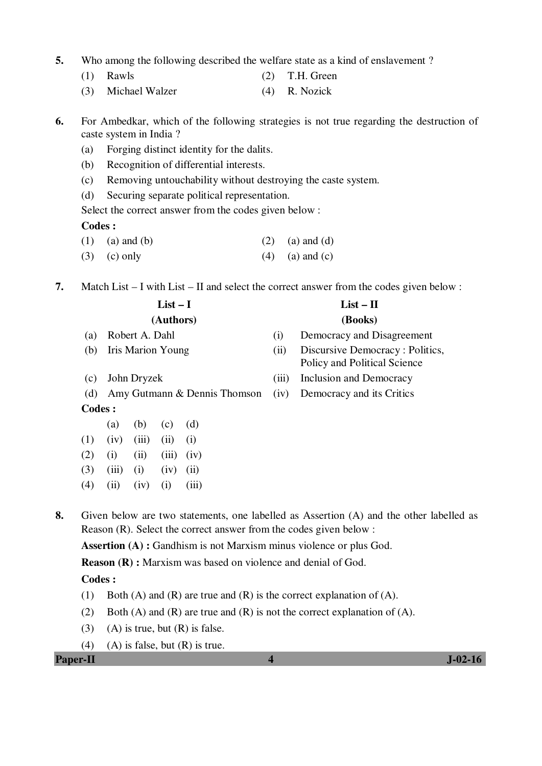5. Who among the following described the welfare state as a kind of enslavement ?

   (1) Rawls
   (2) T.H. Green
   (3) Michael Walzer
   (4) R. Nozick

6. For Ambedkar, which of the following strategies is not true regarding the destruction of caste system in India ?

   (a) Forging distinct identity for the dalits.
   (b) Recognition of differential interests.
   (c) Removing untouchability without destroying the caste system.
   (d) Securing separate political representation.

   Select the correct answer from the codes given below :

   **Codes :**

   (1) (a) and (b)
   (2) (a) and (d)
   (3) (c) only
   (4) (a) and (c)

7. Match List – I with List – II and select the correct answer from the codes given below :

| | List – I (Authors) | | List – II (Books) |
|---|---|---|---|
| (a) | Robert A. Dahl | (i) | Democracy and Disagreement |
| (b) | Iris Marion Young | (ii) | Discursive Democracy : Politics, Policy and Political Science |
| (c) | John Dryzek | (iii) | Inclusion and Democracy |
| (d) | Amy Gutmann & Dennis Thomson | (iv) | Democracy and its Critics |

   **Codes :**

| | (a) | (b) | (c) | (d) |
|---|---|---|---|---|
| (1) | (iv) | (iii) | (ii) | (i) |
| (2) | (i) | (ii) | (iii) | (iv) |
| (3) | (iii) | (i) | (iv) | (ii) |
| (4) | (ii) | (iv) | (i) | (iii) |

8. Given below are two statements, one labelled as Assertion (A) and the other labelled as Reason (R). Select the correct answer from the codes given below :

   **Assertion (A) :** Gandhism is not Marxism minus violence or plus God.

   **Reason (R) :** Marxism was based on violence and denial of God.

   **Codes :**

   (1) Both (A) and (R) are true and (R) is the correct explanation of (A).
   (2) Both (A) and (R) are true and (R) is not the correct explanation of (A).
   (3) (A) is true, but (R) is false.
   (4) (A) is false, but (R) is true.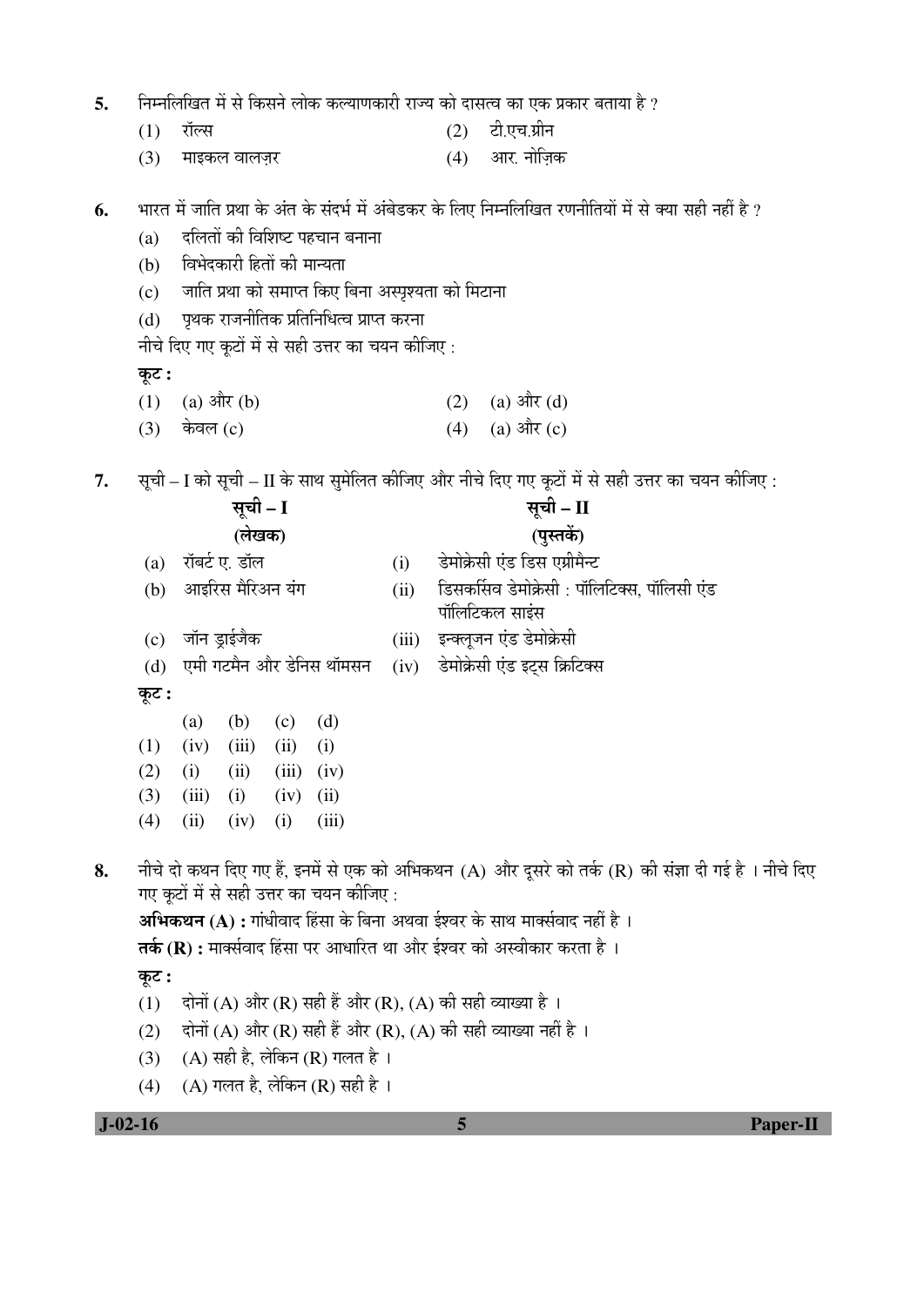5. निम्नलिखित में से किसने लोक कल्याणकारी राज्य को दासत्व का एक प्रकार बताया है ?

   (1) रॉल्स  (2) टी.एच.ग्रीन

   (3) माइकल वालज़र  (4) आर. नोज़िक

6. भारत में जाति प्रथा के अंत के संदर्भ में अंबेडकर के लिए निम्नलिखित रणनीतियों में से क्या सही नहीं है ?

   (a) दलितों की विशिष्ट पहचान बनाना

   (b) विभेदकारी हितों की मान्यता

   (c) जाति प्रथा को समाप्त किए बिना अस्पृश्यता को मिटाना

   (d) पृथक राजनीतिक प्रतिनिधित्व प्राप्त करना

   नीचे दिए गए कूटों में से सही उत्तर का चयन कीजिए :

   **कूट :**

   (1) (a) और (b)  (2) (a) और (d)

   (3) केवल (c)  (4) (a) और (c)

7. सूची – I को सूची – II के साथ सुमेलित कीजिए और नीचे दिए गए कूटों में से सही उत्तर का चयन कीजिए :

| सूची – I (लेखक) | | सूची – II (पुस्तकें) |
|---|---|---|
| (a) | रॉबर्ट ए. डॉल | (i) डेमोक्रेसी एंड डिस एग्रीमैन्ट |
| (b) | आइरिस मैरिअन यंग | (ii) डिसकर्सिव डेमोक्रेसी : पॉलिटिक्स, पॉलिसी एंड पॉलिटिकल साइंस |
| (c) | जॉन ड्राईजैक | (iii) इन्क्लूजन एंड डेमोक्रेसी |
| (d) | एमी गटमैन और डेनिस थॉमसन | (iv) डेमोक्रेसी एंड इट्स क्रिटिक्स |

   **कूट :**

|  | (a) | (b) | (c) | (d) |
|---|---|---|---|---|
| (1) | (iv) | (iii) | (ii) | (i) |
| (2) | (i) | (ii) | (iii) | (iv) |
| (3) | (iii) | (i) | (iv) | (ii) |
| (4) | (ii) | (iv) | (i) | (iii) |

8. नीचे दो कथन दिए गए हैं, इनमें से एक को अभिकथन (A) और दूसरे को तर्क (R) की संज्ञा दी गई है । नीचे दिए गए कूटों में से सही उत्तर का चयन कीजिए :

   **अभिकथन (A) :** गांधीवाद हिंसा के बिना अथवा ईश्वर के साथ मार्क्सवाद नहीं है ।

   **तर्क (R) :** मार्क्सवाद हिंसा पर आधारित था और ईश्वर को अस्वीकार करता है ।

   **कूट :**

   (1) दोनों (A) और (R) सही हैं और (R), (A) की सही व्याख्या है ।

   (2) दोनों (A) और (R) सही हैं और (R), (A) की सही व्याख्या नहीं है ।

   (3) (A) सही है, लेकिन (R) गलत है ।

   (4) (A) गलत है, लेकिन (R) सही है ।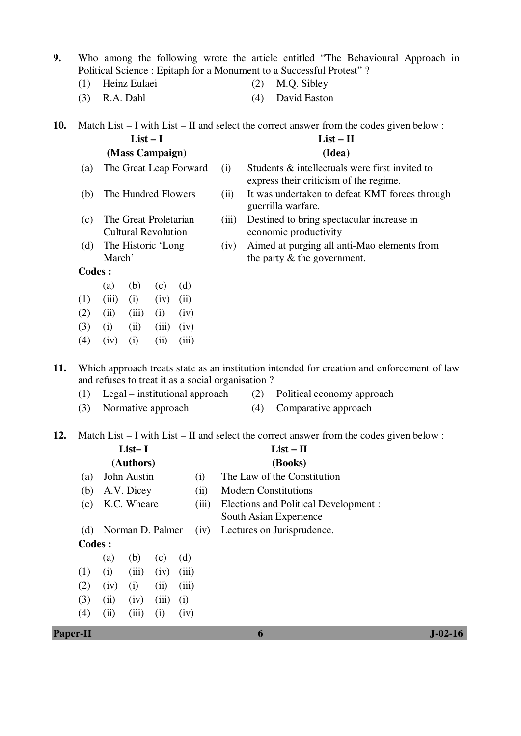**9.** Who among the following wrote the article entitled "The Behavioural Approach in Political Science : Epitaph for a Monument to a Successful Protest" ?

(1) Heinz Eulaei
(2) M.Q. Sibley
(3) R.A. Dahl
(4) David Easton

**10.** Match List – I with List – II and select the correct answer from the codes given below :

| | List – I (Mass Campaign) | | List – II (Idea) |
|---|---|---|---|
| (a) | The Great Leap Forward | (i) | Students & intellectuals were first invited to express their criticism of the regime. |
| (b) | The Hundred Flowers | (ii) | It was undertaken to defeat KMT forees through guerrilla warfare. |
| (c) | The Great Proletarian Cultural Revolution | (iii) | Destined to bring spectacular increase in economic productivity |
| (d) | The Historic 'Long March' | (iv) | Aimed at purging all anti-Mao elements from the party & the government. |

**Codes :**

| | (a) | (b) | (c) | (d) |
|---|---|---|---|---|
| (1) | (iii) | (i) | (iv) | (ii) |
| (2) | (ii) | (iii) | (i) | (iv) |
| (3) | (i) | (ii) | (iii) | (iv) |
| (4) | (iv) | (i) | (ii) | (iii) |

**11.** Which approach treats state as an institution intended for creation and enforcement of law and refuses to treat it as a social organisation ?

(1) Legal – institutional approach
(2) Political economy approach
(3) Normative approach
(4) Comparative approach

**12.** Match List – I with List – II and select the correct answer from the codes given below :

| | List– I (Authors) | | List – II (Books) |
|---|---|---|---|
| (a) | John Austin | (i) | The Law of the Constitution |
| (b) | A.V. Dicey | (ii) | Modern Constitutions |
| (c) | K.C. Wheare | (iii) | Elections and Political Development : South Asian Experience |
| (d) | Norman D. Palmer | (iv) | Lectures on Jurisprudence. |

**Codes :**

| | (a) | (b) | (c) | (d) |
|---|---|---|---|---|
| (1) | (i) | (iii) | (iv) | (iii) |
| (2) | (iv) | (i) | (ii) | (iii) |
| (3) | (ii) | (iv) | (iii) | (i) |
| (4) | (ii) | (iii) | (i) | (iv) |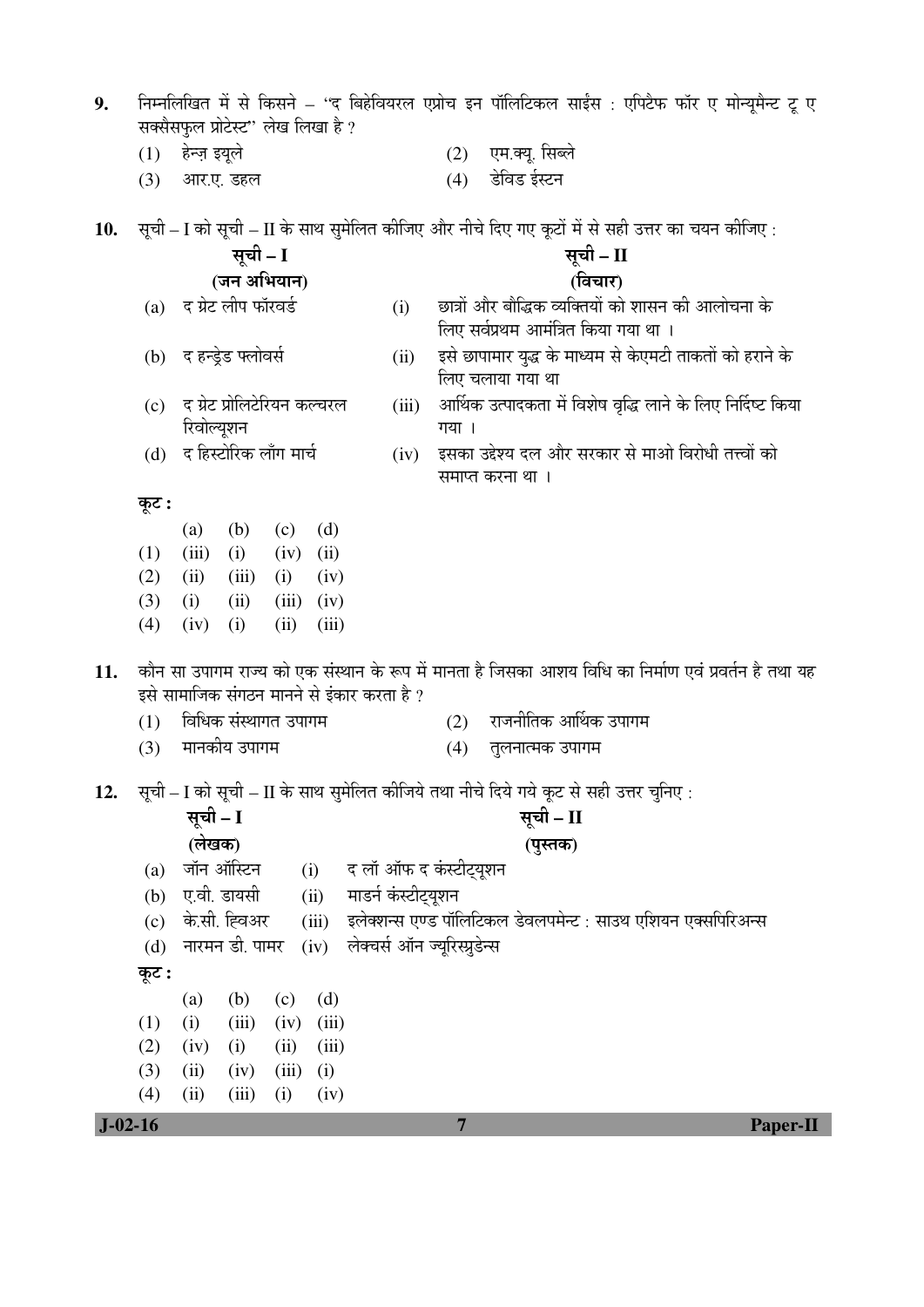**9.** निम्नलिखित में से किसने – "द बिहेवियरल एप्रोच इन पॉलिटिकल साईंस : एपिटैफ फॉर ए मोन्यूमैन्ट टू ए सक्सैसफुल प्रोटेस्ट" लेख लिखा है ?

(1) हेन्ज़ इयूले (2) एम.क्यू. सिब्ले

(3) आर.ए. डहल (4) डेविड ईस्टन

**10.** सूची – I को सूची – II के साथ सुमेलित कीजिए और नीचे दिए गए कूटों में से सही उत्तर का चयन कीजिए :

| | सूची – I (जन अभियान) | | सूची – II (विचार) |
|---|---|---|---|
| (a) | द ग्रेट लीप फॉरवर्ड | (i) | छात्रों और बौद्धिक व्यक्तियों को शासन की आलोचना के लिए सर्वप्रथम आमंत्रित किया गया था । |
| (b) | द हन्ड्रेड फ्लोवर्स | (ii) | इसे छापामार युद्ध के माध्यम से केएमटी ताकतों को हराने के लिए चलाया गया था |
| (c) | द ग्रेट प्रोलिटेरियन कल्चरल रिवोल्यूशन | (iii) | आर्थिक उत्पादकता में विशेष वृद्धि लाने के लिए निर्दिष्ट किया गया । |
| (d) | द हिस्टोरिक लॉंग मार्च | (iv) | इसका उद्देश्य दल और सरकार से माओ विरोधी तत्त्वों को समाप्त करना था । |

**कूट :**

| | (a) | (b) | (c) | (d) |
|---|---|---|---|---|
| (1) | (iii) | (i) | (iv) | (ii) |
| (2) | (ii) | (iii) | (i) | (iv) |
| (3) | (i) | (ii) | (iii) | (iv) |
| (4) | (iv) | (i) | (ii) | (iii) |

**11.** कौन सा उपागम राज्य को एक संस्थान के रूप में मानता है जिसका आशय विधि का निर्माण एवं प्रवर्तन है तथा यह इसे सामाजिक संगठन मानने से इंकार करता है ?

(1) विधिक संस्थागत उपागम (2) राजनीतिक आर्थिक उपागम

(3) मानकीय उपागम (4) तुलनात्मक उपागम

**12.** सूची – I को सूची – II के साथ सुमेलित कीजिये तथा नीचे दिये गये कूट से सही उत्तर चुनिए :

| | सूची – I (लेखक) | | सूची – II (पुस्तक) |
|---|---|---|---|
| (a) | जॉन ऑस्टिन | (i) | द लॉ ऑफ द कंस्टीट्यूशन |
| (b) | ए.वी. डायसी | (ii) | माडर्न कंस्टीट्यूशन |
| (c) | के.सी. व्हिअर | (iii) | इलेक्शन्स एण्ड पॉलिटिकल डेवलपमेन्ट : साउथ एशियन एक्सपिरिअन्स |
| (d) | नारमन डी. पामर | (iv) | लेक्चर्स ऑन ज्यूरिस्प्रुडेन्स |

**कूट :**

| | (a) | (b) | (c) | (d) |
|---|---|---|---|---|
| (1) | (i) | (iii) | (iv) | (iii) |
| (2) | (iv) | (i) | (ii) | (iii) |
| (3) | (ii) | (iv) | (iii) | (i) |
| (4) | (ii) | (iii) | (i) | (iv) |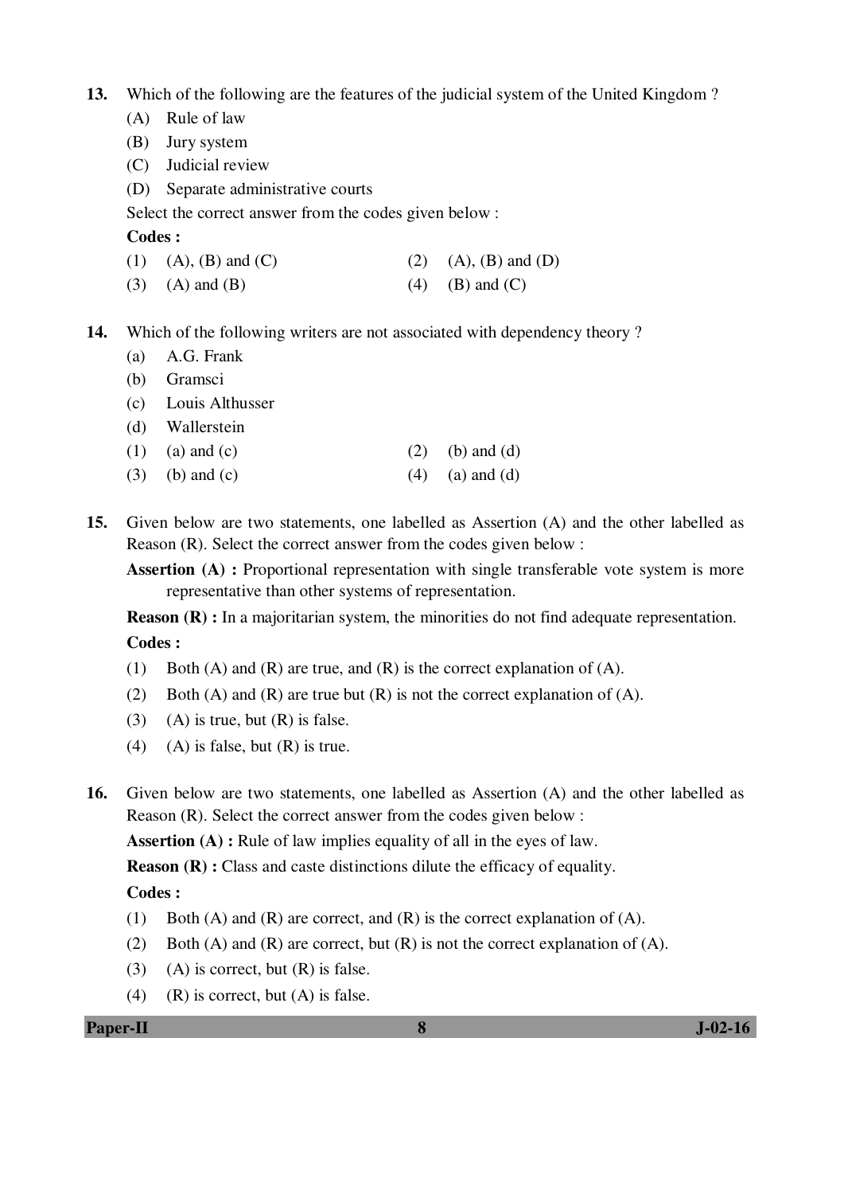**13.** Which of the following are the features of the judicial system of the United Kingdom ?

(A) Rule of law

(B) Jury system

(C) Judicial review

(D) Separate administrative courts

Select the correct answer from the codes given below :

**Codes :**

(1) (A), (B) and (C) (2) (A), (B) and (D)

(3) (A) and (B) (4) (B) and (C)

**14.** Which of the following writers are not associated with dependency theory ?

(a) A.G. Frank

(b) Gramsci

(c) Louis Althusser

(d) Wallerstein

(1) (a) and (c) (2) (b) and (d)

(3) (b) and (c) (4) (a) and (d)

**15.** Given below are two statements, one labelled as Assertion (A) and the other labelled as Reason (R). Select the correct answer from the codes given below :

**Assertion (A) :** Proportional representation with single transferable vote system is more representative than other systems of representation.

**Reason (R) :** In a majoritarian system, the minorities do not find adequate representation.

**Codes :**

(1) Both (A) and (R) are true, and (R) is the correct explanation of (A).

(2) Both (A) and (R) are true but (R) is not the correct explanation of (A).

(3) (A) is true, but (R) is false.

(4) (A) is false, but (R) is true.

**16.** Given below are two statements, one labelled as Assertion (A) and the other labelled as Reason (R). Select the correct answer from the codes given below :

**Assertion (A) :** Rule of law implies equality of all in the eyes of law.

**Reason (R) :** Class and caste distinctions dilute the efficacy of equality.

**Codes :**

(1) Both (A) and (R) are correct, and (R) is the correct explanation of (A).

(2) Both (A) and (R) are correct, but (R) is not the correct explanation of (A).

(3) (A) is correct, but (R) is false.

(4) (R) is correct, but (A) is false.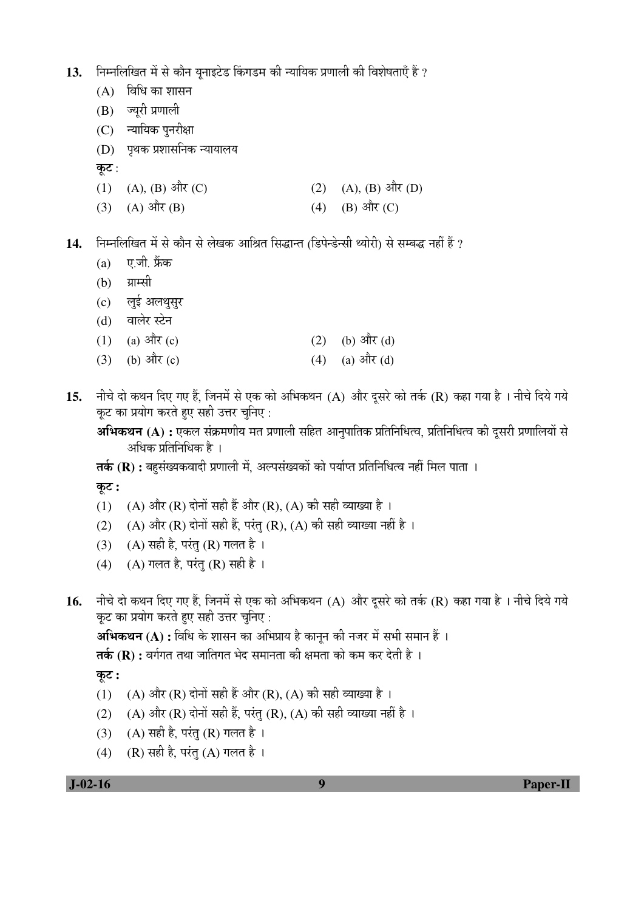13. निम्नलिखित में से कौन यूनाइटेड किंगडम की न्यायिक प्रणाली की विशेषताएँ हैं ?

(A) विधि का शासन

(B) ज्यूरी प्रणाली

(C) न्यायिक पुनरीक्षा

(D) पृथक प्रशासनिक न्यायालय

**कूट :**

(1) (A), (B) और (C)
(2) (A), (B) और (D)
(3) (A) और (B)
(4) (B) और (C)

14. निम्नलिखित में से कौन से लेखक आश्रित सिद्धान्त (डिपेन्डेन्सी थ्योरी) से सम्बद्ध नहीं हैं ?

(a) ए.जी. फ्रैंक

(b) ग्राम्सी

(c) लुई अलथुसुर

(d) वालेर स्टेन

(1) (a) और (c)
(2) (b) और (d)
(3) (b) और (c)
(4) (a) और (d)

15. नीचे दो कथन दिए गए हैं, जिनमें से एक को अभिकथन (A) और दूसरे को तर्क (R) कहा गया है । नीचे दिये गये कूट का प्रयोग करते हुए सही उत्तर चुनिए :

**अभिकथन (A) :** एकल संक्रमणीय मत प्रणाली सहित आनुपातिक प्रतिनिधित्व, प्रतिनिधित्व की दूसरी प्रणालियों से अधिक प्रतिनिधिक है ।

**तर्क (R) :** बहुसंख्यकवादी प्रणाली में, अल्पसंख्यकों को पर्याप्त प्रतिनिधित्व नहीं मिल पाता ।

**कूट :**

(1) (A) और (R) दोनों सही हैं और (R), (A) की सही व्याख्या है ।
(2) (A) और (R) दोनों सही हैं, परंतु (R), (A) की सही व्याख्या नहीं है ।
(3) (A) सही है, परंतु (R) गलत है ।
(4) (A) गलत है, परंतु (R) सही है ।

16. नीचे दो कथन दिए गए हैं, जिनमें से एक को अभिकथन (A) और दूसरे को तर्क (R) कहा गया है । नीचे दिये गये कूट का प्रयोग करते हुए सही उत्तर चुनिए :

**अभिकथन (A) :** विधि के शासन का अभिप्राय है कानून की नजर में सभी समान हैं ।

**तर्क (R) :** वर्गगत तथा जातिगत भेद समानता की क्षमता को कम कर देती है ।

**कूट :**

(1) (A) और (R) दोनों सही हैं और (R), (A) की सही व्याख्या है ।
(2) (A) और (R) दोनों सही हैं, परंतु (R), (A) की सही व्याख्या नहीं है ।
(3) (A) सही है, परंतु (R) गलत है ।
(4) (R) सही है, परंतु (A) गलत है ।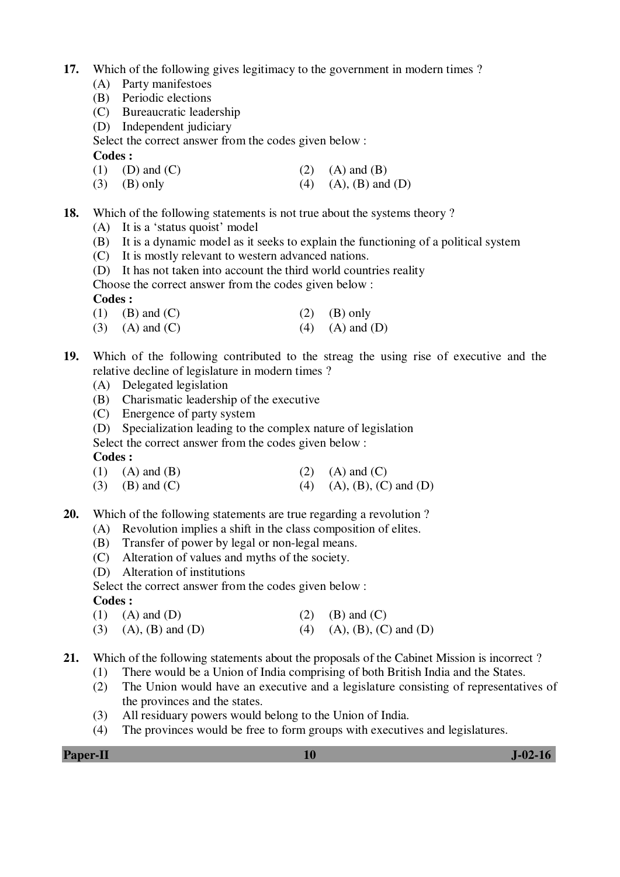17. Which of the following gives legitimacy to the government in modern times ?
    (A) Party manifestoes
    (B) Periodic elections
    (C) Bureaucratic leadership
    (D) Independent judiciary

    Select the correct answer from the codes given below :

    **Codes :**

    (1) (D) and (C) (2) (A) and (B)
    (3) (B) only (4) (A), (B) and (D)

18. Which of the following statements is not true about the systems theory ?
    (A) It is a 'status quoist' model
    (B) It is a dynamic model as it seeks to explain the functioning of a political system
    (C) It is mostly relevant to western advanced nations.
    (D) It has not taken into account the third world countries reality

    Choose the correct answer from the codes given below :

    **Codes :**

    (1) (B) and (C) (2) (B) only
    (3) (A) and (C) (4) (A) and (D)

19. Which of the following contributed to the streag the using rise of executive and the relative decline of legislature in modern times ?
    (A) Delegated legislation
    (B) Charismatic leadership of the executive
    (C) Energence of party system
    (D) Specialization leading to the complex nature of legislation

    Select the correct answer from the codes given below :

    **Codes :**

    (1) (A) and (B) (2) (A) and (C)
    (3) (B) and (C) (4) (A), (B), (C) and (D)

20. Which of the following statements are true regarding a revolution ?
    (A) Revolution implies a shift in the class composition of elites.
    (B) Transfer of power by legal or non-legal means.
    (C) Alteration of values and myths of the society.
    (D) Alteration of institutions

    Select the correct answer from the codes given below :

    **Codes :**

    (1) (A) and (D) (2) (B) and (C)
    (3) (A), (B) and (D) (4) (A), (B), (C) and (D)

21. Which of the following statements about the proposals of the Cabinet Mission is incorrect ?
    (1) There would be a Union of India comprising of both British India and the States.
    (2) The Union would have an executive and a legislature consisting of representatives of the provinces and the states.
    (3) All residuary powers would belong to the Union of India.
    (4) The provinces would be free to form groups with executives and legislatures.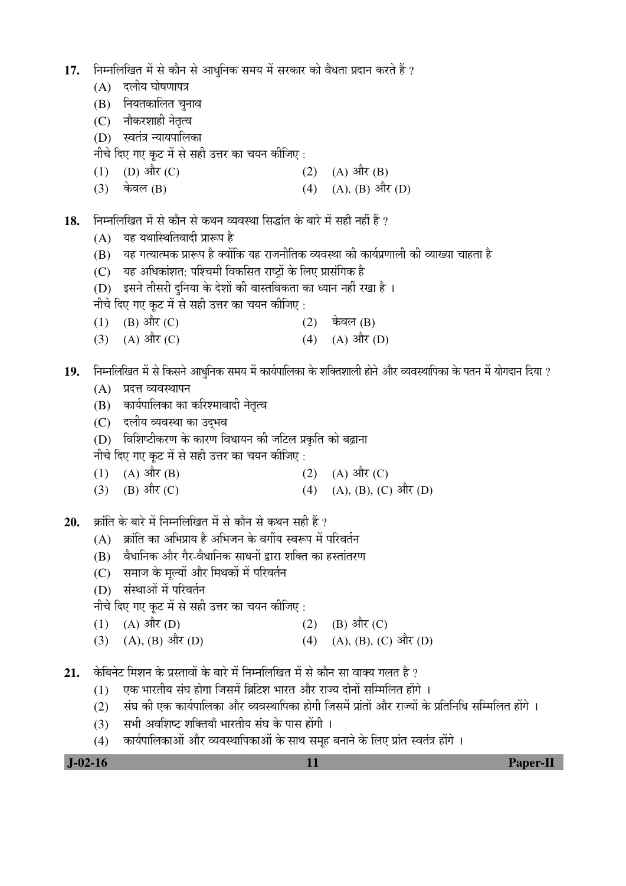17. निम्नलिखित में से कौन से आधुनिक समय में सरकार को वैधता प्रदान करते हैं ?
    (A) दलीय घोषणापत्र
    (B) नियतकालित चुनाव
    (C) नौकरशाही नेतृत्व
    (D) स्वतंत्र न्यायपालिका

    नीचे दिए गए कूट में से सही उत्तर का चयन कीजिए :

    (1) (D) और (C)
    (2) (A) और (B)
    (3) केवल (B)
    (4) (A), (B) और (D)

18. निम्नलिखित में से कौन से कथन व्यवस्था सिद्धांत के बारे में सही नहीं हैं ?
    (A) यह यथास्थितिवादी प्रारूप है
    (B) यह गत्यात्मक प्रारूप है क्योंकि यह राजनीतिक व्यवस्था की कार्यप्रणाली की व्याख्या चाहता है
    (C) यह अधिकांशत: पश्चिमी विकसित राष्ट्रों के लिए प्रासंगिक है
    (D) इसने तीसरी दुनिया के देशों की वास्तविकता का ध्यान नहीं रखा है ।

    नीचे दिए गए कूट में से सही उत्तर का चयन कीजिए :

    (1) (B) और (C)
    (2) केवल (B)
    (3) (A) और (C)
    (4) (A) और (D)

19. निम्नलिखित में से किसने आधुनिक समय में कार्यपालिका के शक्तिशाली होने और व्यवस्थापिका के पतन में योगदान दिया ?
    (A) प्रदत्त व्यवस्थापन
    (B) कार्यपालिका का करिश्मावादी नेतृत्व
    (C) दलीय व्यवस्था का उद्भव
    (D) विशिष्टीकरण के कारण विधायन की जटिल प्रकृति को बढ़ाना

    नीचे दिए गए कूट में से सही उत्तर का चयन कीजिए :

    (1) (A) और (B)
    (2) (A) और (C)
    (3) (B) और (C)
    (4) (A), (B), (C) और (D)

20. क्रांति के बारे में निम्नलिखित में से कौन से कथन सही हैं ?
    (A) क्रांति का अभिप्राय है अभिजन के वर्गीय स्वरूप में परिवर्तन
    (B) वैधानिक और गैर-वैधानिक साधनों द्वारा शक्ति का हस्तांतरण
    (C) समाज के मूल्यों और मिथकों में परिवर्तन
    (D) संस्थाओं में परिवर्तन

    नीचे दिए गए कूट में से सही उत्तर का चयन कीजिए :

    (1) (A) और (D)
    (2) (B) और (C)
    (3) (A), (B) और (D)
    (4) (A), (B), (C) और (D)

21. केबिनेट मिशन के प्रस्तावों के बारे में निम्नलिखित में से कौन सा वाक्य गलत है ?
    (1) एक भारतीय संघ होगा जिसमें ब्रिटिश भारत और राज्य दोनों सम्मिलित होंगे ।
    (2) संघ की एक कार्यपालिका और व्यवस्थापिका होगी जिसमें प्रांतों और राज्यों के प्रतिनिधि सम्मिलित होंगे ।
    (3) सभी अवशिष्ट शक्तियाँ भारतीय संघ के पास होंगी ।
    (4) कार्यपालिकाओं और व्यवस्थापिकाओं के साथ समूह बनाने के लिए प्रांत स्वतंत्र होंगे ।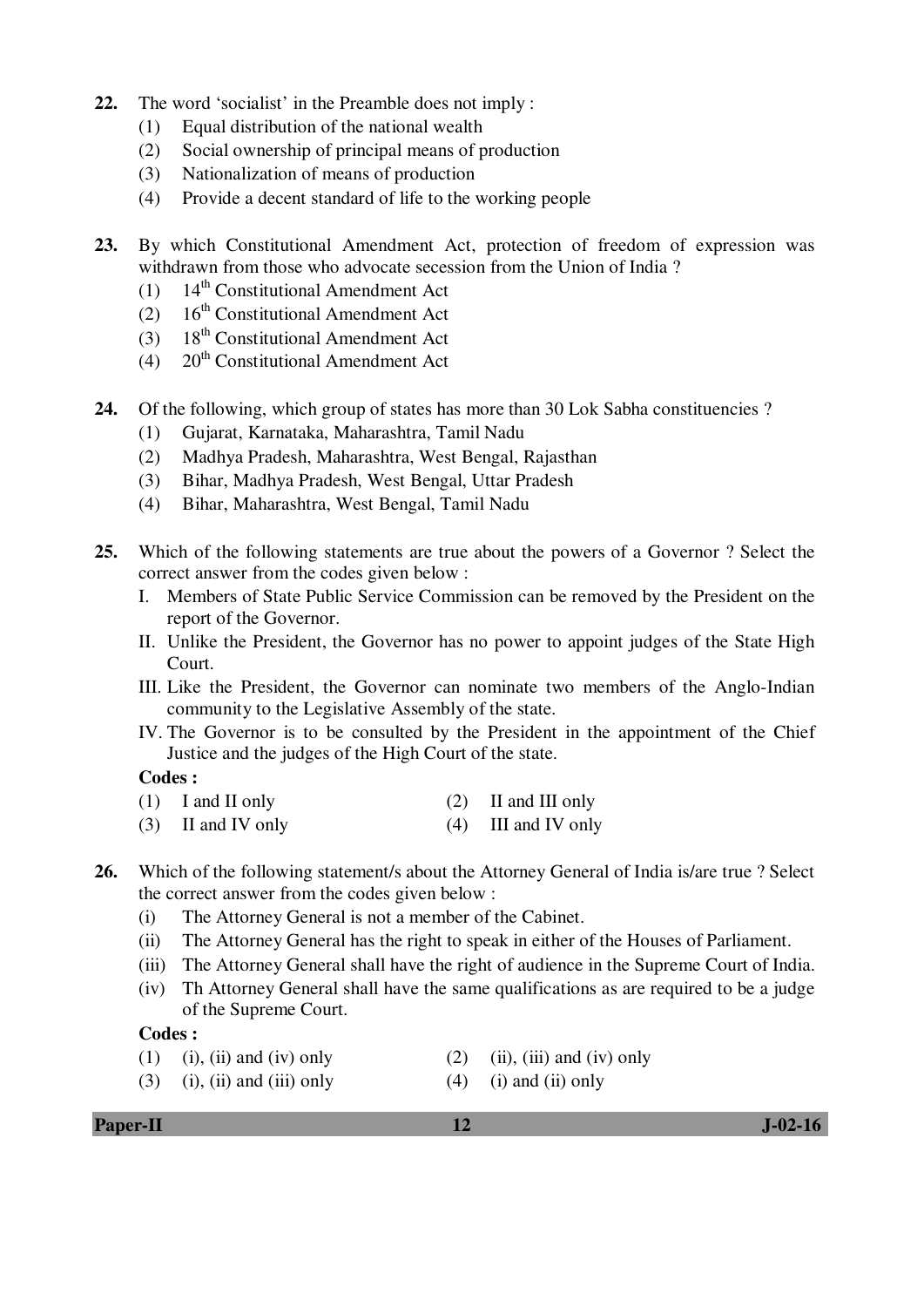22. The word 'socialist' in the Preamble does not imply :
    (1) Equal distribution of the national wealth
    (2) Social ownership of principal means of production
    (3) Nationalization of means of production
    (4) Provide a decent standard of life to the working people

23. By which Constitutional Amendment Act, protection of freedom of expression was withdrawn from those who advocate secession from the Union of India ?
    (1) 14th Constitutional Amendment Act
    (2) 16th Constitutional Amendment Act
    (3) 18th Constitutional Amendment Act
    (4) 20th Constitutional Amendment Act

24. Of the following, which group of states has more than 30 Lok Sabha constituencies ?
    (1) Gujarat, Karnataka, Maharashtra, Tamil Nadu
    (2) Madhya Pradesh, Maharashtra, West Bengal, Rajasthan
    (3) Bihar, Madhya Pradesh, West Bengal, Uttar Pradesh
    (4) Bihar, Maharashtra, West Bengal, Tamil Nadu

25. Which of the following statements are true about the powers of a Governor ? Select the correct answer from the codes given below :
    I. Members of State Public Service Commission can be removed by the President on the report of the Governor.
    II. Unlike the President, the Governor has no power to appoint judges of the State High Court.
    III. Like the President, the Governor can nominate two members of the Anglo-Indian community to the Legislative Assembly of the state.
    IV. The Governor is to be consulted by the President in the appointment of the Chief Justice and the judges of the High Court of the state.

    **Codes :**
    (1) I and II only
    (2) II and III only
    (3) II and IV only
    (4) III and IV only

26. Which of the following statement/s about the Attorney General of India is/are true ? Select the correct answer from the codes given below :
    (i) The Attorney General is not a member of the Cabinet.
    (ii) The Attorney General has the right to speak in either of the Houses of Parliament.
    (iii) The Attorney General shall have the right of audience in the Supreme Court of India.
    (iv) Th Attorney General shall have the same qualifications as are required to be a judge of the Supreme Court.

    **Codes :**
    (1) (i), (ii) and (iv) only
    (2) (ii), (iii) and (iv) only
    (3) (i), (ii) and (iii) only
    (4) (i) and (ii) only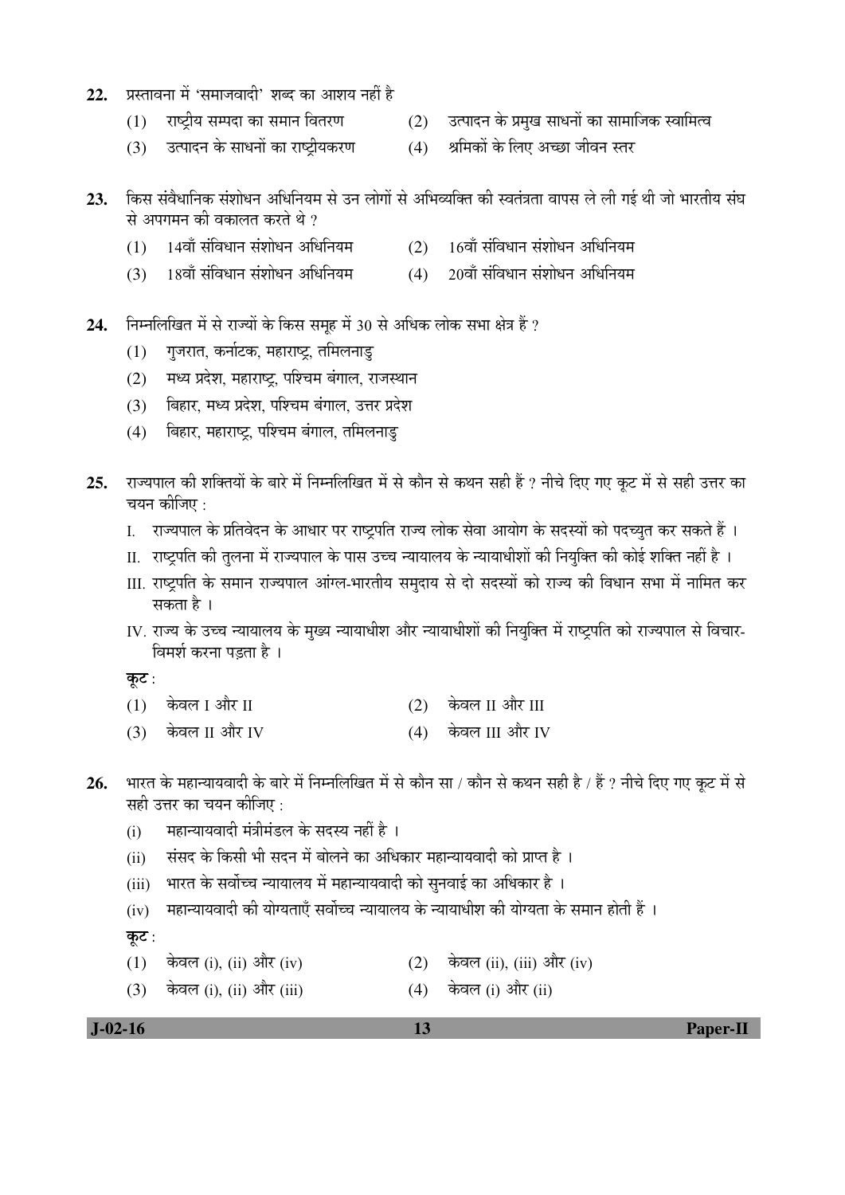**22.** प्रस्तावना में 'समाजवादी' शब्द का आशय नहीं है

(1) राष्ट्रीय सम्पदा का समान वितरण
(2) उत्पादन के प्रमुख साधनों का सामाजिक स्वामित्व
(3) उत्पादन के साधनों का राष्ट्रीयकरण
(4) श्रमिकों के लिए अच्छा जीवन स्तर

**23.** किस संवैधानिक संशोधन अधिनियम से उन लोगों से अभिव्यक्ति की स्वतंत्रता वापस ले ली गई थी जो भारतीय संघ से अपगमन की वकालत करते थे ?

(1) 14वाँ संविधान संशोधन अधिनियम
(2) 16वाँ संविधान संशोधन अधिनियम
(3) 18वाँ संविधान संशोधन अधिनियम
(4) 20वाँ संविधान संशोधन अधिनियम

**24.** निम्नलिखित में से राज्यों के किस समूह में 30 से अधिक लोक सभा क्षेत्र हैं ?

(1) गुजरात, कर्नाटक, महाराष्ट्र, तमिलनाडु
(2) मध्य प्रदेश, महाराष्ट्र, पश्चिम बंगाल, राजस्थान
(3) बिहार, मध्य प्रदेश, पश्चिम बंगाल, उत्तर प्रदेश
(4) बिहार, महाराष्ट्र, पश्चिम बंगाल, तमिलनाडु

**25.** राज्यपाल की शक्तियों के बारे में निम्नलिखित में से कौन से कथन सही हैं ? नीचे दिए गए कूट में से सही उत्तर का चयन कीजिए :

I. राज्यपाल के प्रतिवेदन के आधार पर राष्ट्रपति राज्य लोक सेवा आयोग के सदस्यों को पदच्युत कर सकते हैं ।
II. राष्ट्रपति की तुलना में राज्यपाल के पास उच्च न्यायालय के न्यायाधीशों की नियुक्ति की कोई शक्ति नहीं है ।
III. राष्ट्रपति के समान राज्यपाल आंग्ल-भारतीय समुदाय से दो सदस्यों को राज्य की विधान सभा में नामित कर सकता है ।
IV. राज्य के उच्च न्यायालय के मुख्य न्यायाधीश और न्यायाधीशों की नियुक्ति में राष्ट्रपति को राज्यपाल से विचार-विमर्श करना पड़ता है ।

**कूट :**

(1) केवल I और II
(2) केवल II और III
(3) केवल II और IV
(4) केवल III और IV

**26.** भारत के महान्यायवादी के बारे में निम्नलिखित में से कौन सा / कौन से कथन सही है / हैं ? नीचे दिए गए कूट में से सही उत्तर का चयन कीजिए :

(i) महान्यायवादी मंत्रीमंडल के सदस्य नहीं है ।
(ii) संसद के किसी भी सदन में बोलने का अधिकार महान्यायवादी को प्राप्त है ।
(iii) भारत के सर्वोच्च न्यायालय में महान्यायवादी को सुनवाई का अधिकार है ।
(iv) महान्यायवादी की योग्यताएँ सर्वोच्च न्यायालय के न्यायाधीश की योग्यता के समान होती हैं ।

**कूट :**

(1) केवल (i), (ii) और (iv)
(2) केवल (ii), (iii) और (iv)
(3) केवल (i), (ii) और (iii)
(4) केवल (i) और (ii)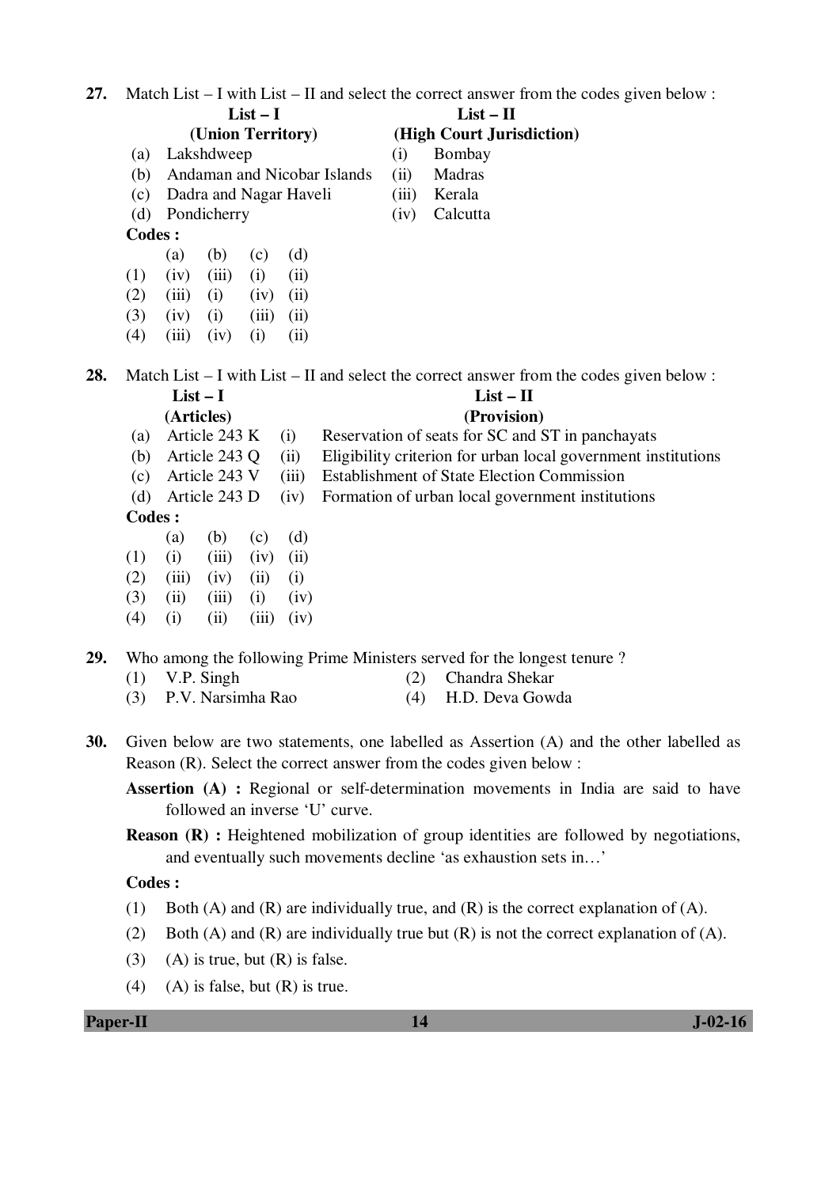27. Match List – I with List – II and select the correct answer from the codes given below :

| | List – I (Union Territory) | | List – II (High Court Jurisdiction) |
|---|---|---|---|
| (a) | Lakshdweep | (i) | Bombay |
| (b) | Andaman and Nicobar Islands | (ii) | Madras |
| (c) | Dadra and Nagar Haveli | (iii) | Kerala |
| (d) | Pondicherry | (iv) | Calcutta |

**Codes :**

| | (a) | (b) | (c) | (d) |
|---|---|---|---|---|
| (1) | (iv) | (iii) | (i) | (ii) |
| (2) | (iii) | (i) | (iv) | (ii) |
| (3) | (iv) | (i) | (iii) | (ii) |
| (4) | (iii) | (iv) | (i) | (ii) |

28. Match List – I with List – II and select the correct answer from the codes given below :

| | List – I (Articles) | | List – II (Provision) |
|---|---|---|---|
| (a) | Article 243 K | (i) | Reservation of seats for SC and ST in panchayats |
| (b) | Article 243 Q | (ii) | Eligibility criterion for urban local government institutions |
| (c) | Article 243 V | (iii) | Establishment of State Election Commission |
| (d) | Article 243 D | (iv) | Formation of urban local government institutions |

**Codes :**

| | (a) | (b) | (c) | (d) |
|---|---|---|---|---|
| (1) | (i) | (iii) | (iv) | (ii) |
| (2) | (iii) | (iv) | (ii) | (i) |
| (3) | (ii) | (iii) | (i) | (iv) |
| (4) | (i) | (ii) | (iii) | (iv) |

29. Who among the following Prime Ministers served for the longest tenure ?

(1) V.P. Singh
(2) Chandra Shekar
(3) P.V. Narsimha Rao
(4) H.D. Deva Gowda

30. Given below are two statements, one labelled as Assertion (A) and the other labelled as Reason (R). Select the correct answer from the codes given below :

**Assertion (A) :** Regional or self-determination movements in India are said to have followed an inverse 'U' curve.

**Reason (R) :** Heightened mobilization of group identities are followed by negotiations, and eventually such movements decline 'as exhaustion sets in…'

**Codes :**

(1) Both (A) and (R) are individually true, and (R) is the correct explanation of (A).
(2) Both (A) and (R) are individually true but (R) is not the correct explanation of (A).
(3) (A) is true, but (R) is false.
(4) (A) is false, but (R) is true.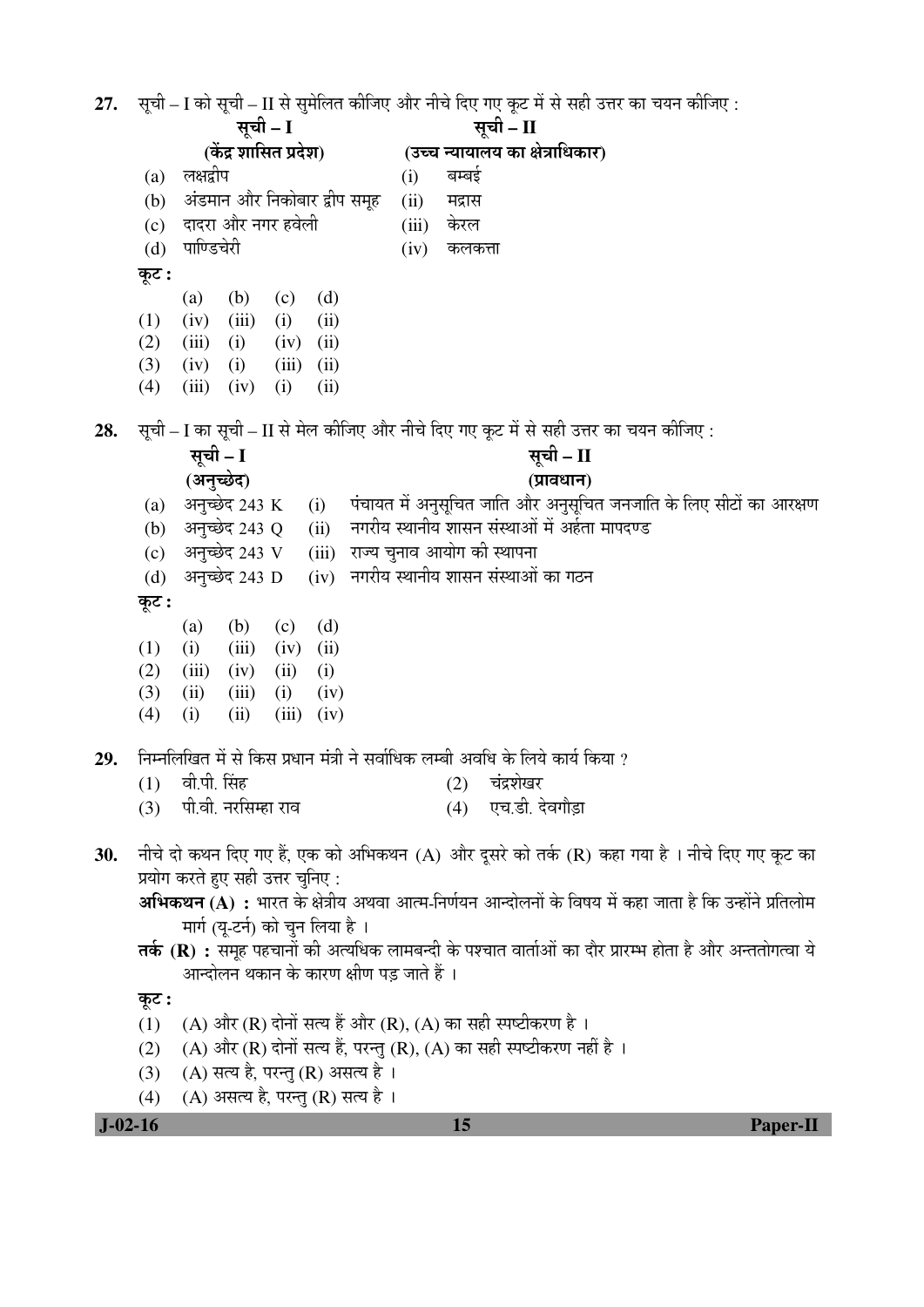**27.** सूची – I को सूची – II से सुमेलित कीजिए और नीचे दिए गए कूट में से सही उत्तर का चयन कीजिए :

| सूची – I (केंद्र शासित प्रदेश) | सूची – II (उच्च न्यायालय का क्षेत्राधिकार) |
|---|---|
| (a) लक्षद्वीप | (i) बम्बई |
| (b) अंडमान और निकोबार द्वीप समूह | (ii) मद्रास |
| (c) दादरा और नगर हवेली | (iii) केरल |
| (d) पाण्डिचेरी | (iv) कलकत्ता |

**कूट :**

| | (a) | (b) | (c) | (d) |
|---|---|---|---|---|
| (1) | (iv) | (iii) | (i) | (ii) |
| (2) | (iii) | (i) | (iv) | (ii) |
| (3) | (iv) | (i) | (iii) | (ii) |
| (4) | (iii) | (iv) | (i) | (ii) |

**28.** सूची – I का सूची – II से मेल कीजिए और नीचे दिए गए कूट में से सही उत्तर का चयन कीजिए :

| सूची – I (अनुच्छेद) | सूची – II (प्रावधान) |
|---|---|
| (a) अनुच्छेद 243 K | (i) पंचायत में अनुसूचित जाति और अनुसूचित जनजाति के लिए सीटों का आरक्षण |
| (b) अनुच्छेद 243 Q | (ii) नगरीय स्थानीय शासन संस्थाओं में अर्हता मापदण्ड |
| (c) अनुच्छेद 243 V | (iii) राज्य चुनाव आयोग की स्थापना |
| (d) अनुच्छेद 243 D | (iv) नगरीय स्थानीय शासन संस्थाओं का गठन |

**कूट :**

| | (a) | (b) | (c) | (d) |
|---|---|---|---|---|
| (1) | (i) | (iii) | (iv) | (ii) |
| (2) | (iii) | (iv) | (ii) | (i) |
| (3) | (ii) | (iii) | (i) | (iv) |
| (4) | (i) | (ii) | (iii) | (iv) |

**29.** निम्नलिखित में से किस प्रधान मंत्री ने सर्वाधिक लम्बी अवधि के लिये कार्य किया ?

(1) वी.पी. सिंह
(2) चंद्रशेखर
(3) पी.वी. नरसिम्हा राव
(4) एच.डी. देवगौड़ा

**30.** नीचे दो कथन दिए गए हैं, एक को अभिकथन (A) और दूसरे को तर्क (R) कहा गया है । नीचे दिए गए कूट का प्रयोग करते हुए सही उत्तर चुनिए :

**अभिकथन (A) :** भारत के क्षेत्रीय अथवा आत्म-निर्णयन आन्दोलनों के विषय में कहा जाता है कि उन्होंने प्रतिलोम मार्ग (यू-टर्न) को चुन लिया है ।

**तर्क (R) :** समूह पहचानों की अत्यधिक लामबन्दी के पश्चात वार्ताओं का दौर प्रारम्भ होता है और अन्ततोगत्वा ये आन्दोलन थकान के कारण क्षीण पड़ जाते हैं ।

**कूट :**

(1) (A) और (R) दोनों सत्य हैं और (R), (A) का सही स्पष्टीकरण है ।
(2) (A) और (R) दोनों सत्य हैं, परन्तु (R), (A) का सही स्पष्टीकरण नहीं है ।
(3) (A) सत्य है, परन्तु (R) असत्य है ।
(4) (A) असत्य है, परन्तु (R) सत्य है ।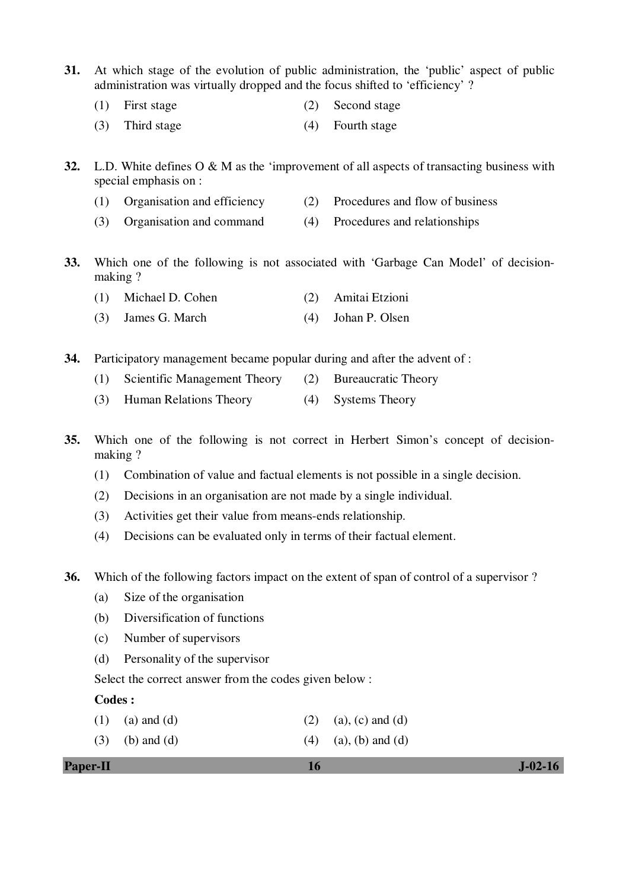31. At which stage of the evolution of public administration, the 'public' aspect of public administration was virtually dropped and the focus shifted to 'efficiency' ?

(1) First stage (2) Second stage

(3) Third stage (4) Fourth stage

32. L.D. White defines O & M as the 'improvement of all aspects of transacting business with special emphasis on :

(1) Organisation and efficiency (2) Procedures and flow of business

(3) Organisation and command (4) Procedures and relationships

33. Which one of the following is not associated with 'Garbage Can Model' of decision-making ?

(1) Michael D. Cohen (2) Amitai Etzioni

(3) James G. March (4) Johan P. Olsen

34. Participatory management became popular during and after the advent of :

(1) Scientific Management Theory (2) Bureaucratic Theory

(3) Human Relations Theory (4) Systems Theory

35. Which one of the following is not correct in Herbert Simon's concept of decision-making ?

(1) Combination of value and factual elements is not possible in a single decision.

(2) Decisions in an organisation are not made by a single individual.

(3) Activities get their value from means-ends relationship.

(4) Decisions can be evaluated only in terms of their factual element.

36. Which of the following factors impact on the extent of span of control of a supervisor ?

(a) Size of the organisation

(b) Diversification of functions

(c) Number of supervisors

(d) Personality of the supervisor

Select the correct answer from the codes given below :

**Codes :**

(1) (a) and (d) (2) (a), (c) and (d)

(3) (b) and (d) (4) (a), (b) and (d)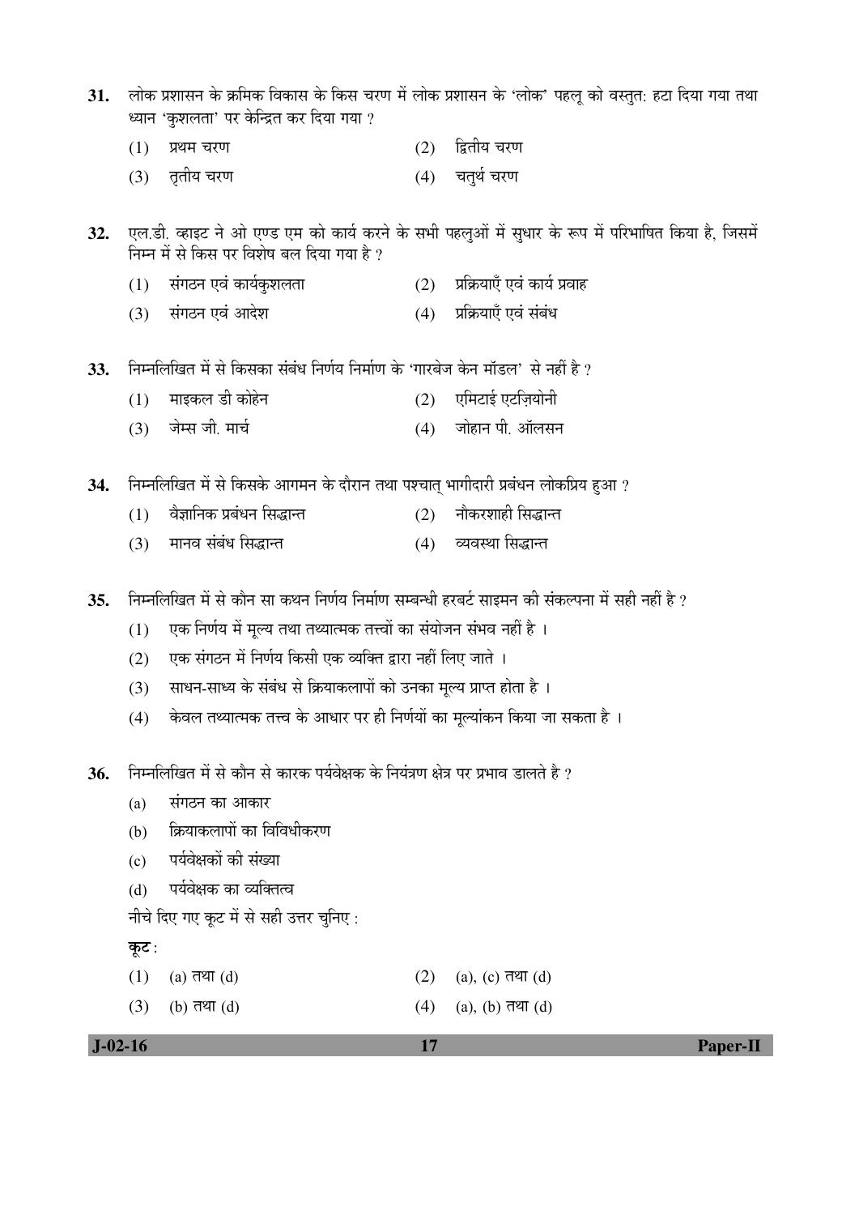31. लोक प्रशासन के क्रमिक विकास के किस चरण में लोक प्रशासन के 'लोक' पहलू को वस्तुत: हटा दिया गया तथा ध्यान 'कुशलता' पर केन्द्रित कर दिया गया ?

    (1) प्रथम चरण (2) द्वितीय चरण

    (3) तृतीय चरण (4) चतुर्थ चरण

32. एल.डी. व्हाइट ने ओ एण्ड एम को कार्य करने के सभी पहलुओं में सुधार के रूप में परिभाषित किया है, जिसमें निम्न में से किस पर विशेष बल दिया गया है ?

    (1) संगठन एवं कार्यकुशलता (2) प्रक्रियाएँ एवं कार्य प्रवाह

    (3) संगठन एवं आदेश (4) प्रक्रियाएँ एवं संबंध

33. निम्नलिखित में से किसका संबंध निर्णय निर्माण के 'गारबेज केन मॉडल' से नहीं है ?

    (1) माइकल डी कोहेन (2) एमिटाई एटज़ियोनी

    (3) जेम्स जी. मार्च (4) जोहान पी. ऑलसन

34. निम्नलिखित में से किसके आगमन के दौरान तथा पश्चात् भागीदारी प्रबंधन लोकप्रिय हुआ ?

    (1) वैज्ञानिक प्रबंधन सिद्धान्त (2) नौकरशाही सिद्धान्त

    (3) मानव संबंध सिद्धान्त (4) व्यवस्था सिद्धान्त

35. निम्नलिखित में से कौन सा कथन निर्णय निर्माण सम्बन्धी हरबर्ट साइमन की संकल्पना में सही नहीं है ?

    (1) एक निर्णय में मूल्य तथा तथ्यात्मक तत्त्वों का संयोजन संभव नहीं है ।

    (2) एक संगठन में निर्णय किसी एक व्यक्ति द्वारा नहीं लिए जाते ।

    (3) साधन-साध्य के संबंध से क्रियाकलापों को उनका मूल्य प्राप्त होता है ।

    (4) केवल तथ्यात्मक तत्त्व के आधार पर ही निर्णयों का मूल्यांकन किया जा सकता है ।

36. निम्नलिखित में से कौन से कारक पर्यवेक्षक के नियंत्रण क्षेत्र पर प्रभाव डालते है ?

    (a) संगठन का आकार

    (b) क्रियाकलापों का विविधीकरण

    (c) पर्यवेक्षकों की संख्या

    (d) पर्यवेक्षक का व्यक्तित्व

    नीचे दिए गए कूट में से सही उत्तर चुनिए :

    **कूट :**

    (1) (a) तथा (d) (2) (a), (c) तथा (d)

    (3) (b) तथा (d) (4) (a), (b) तथा (d)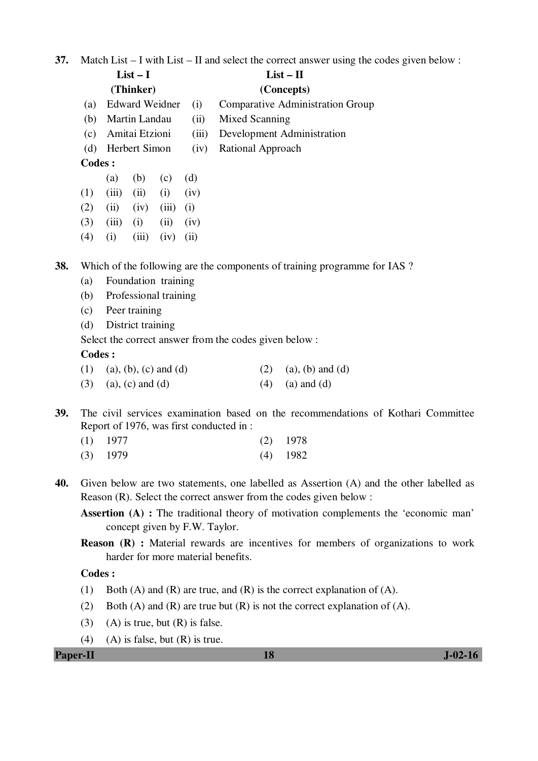37. Match List – I with List – II and select the correct answer using the codes given below :

| | List – I (Thinker) | | List – II (Concepts) |
|---|---|---|---|
| (a) | Edward Weidner | (i) | Comparative Administration Group |
| (b) | Martin Landau | (ii) | Mixed Scanning |
| (c) | Amitai Etzioni | (iii) | Development Administration |
| (d) | Herbert Simon | (iv) | Rational Approach |

**Codes :**

| | (a) | (b) | (c) | (d) |
|---|---|---|---|---|
| (1) | (iii) | (ii) | (i) | (iv) |
| (2) | (ii) | (iv) | (iii) | (i) |
| (3) | (iii) | (i) | (ii) | (iv) |
| (4) | (i) | (iii) | (iv) | (ii) |

38. Which of the following are the components of training programme for IAS ?

(a) Foundation training
(b) Professional training
(c) Peer training
(d) District training

Select the correct answer from the codes given below :

**Codes :**

(1) (a), (b), (c) and (d)
(2) (a), (b) and (d)
(3) (a), (c) and (d)
(4) (a) and (d)

39. The civil services examination based on the recommendations of Kothari Committee Report of 1976, was first conducted in :

(1) 1977
(2) 1978
(3) 1979
(4) 1982

40. Given below are two statements, one labelled as Assertion (A) and the other labelled as Reason (R). Select the correct answer from the codes given below :

**Assertion (A) :** The traditional theory of motivation complements the 'economic man' concept given by F.W. Taylor.

**Reason (R) :** Material rewards are incentives for members of organizations to work harder for more material benefits.

**Codes :**

(1) Both (A) and (R) are true, and (R) is the correct explanation of (A).
(2) Both (A) and (R) are true but (R) is not the correct explanation of (A).
(3) (A) is true, but (R) is false.
(4) (A) is false, but (R) is true.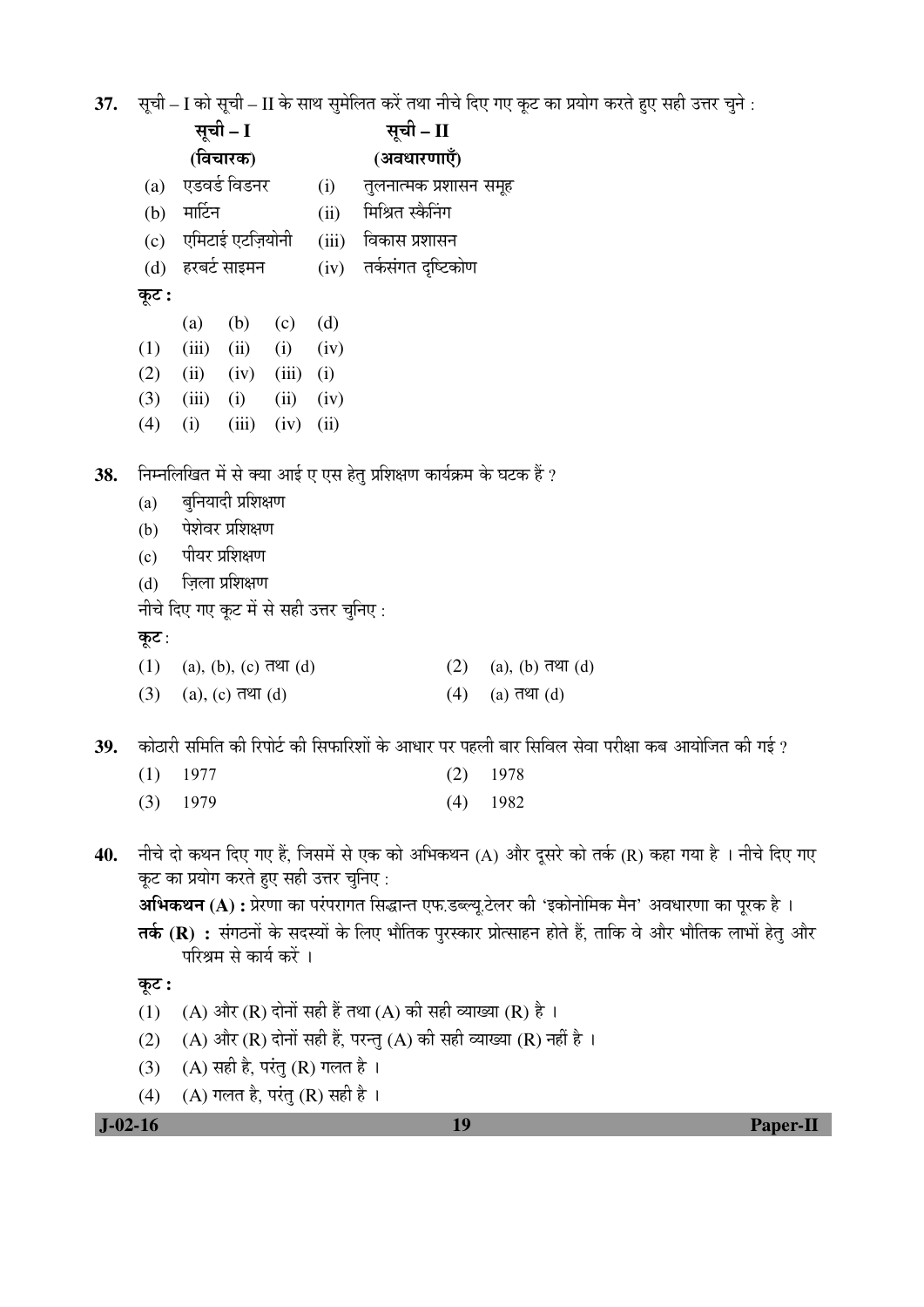**37.** सूची – I को सूची – II के साथ सुमेलित करें तथा नीचे दिए गए कूट का प्रयोग करते हुए सही उत्तर चुने :

| | सूची – I (विचारक) | | सूची – II (अवधारणाएँ) |
|---|---|---|---|
| (a) | एडवर्ड विडनर | (i) | तुलनात्मक प्रशासन समूह |
| (b) | मार्टिन | (ii) | मिश्रित स्कैनिंग |
| (c) | एमिटाई एटज़ियोनी | (iii) | विकास प्रशासन |
| (d) | हरबर्ट साइमन | (iv) | तर्कसंगत दृष्टिकोण |

**कूट :**

| | (a) | (b) | (c) | (d) |
|---|---|---|---|---|
| (1) | (iii) | (ii) | (i) | (iv) |
| (2) | (ii) | (iv) | (iii) | (i) |
| (3) | (iii) | (i) | (ii) | (iv) |
| (4) | (i) | (iii) | (iv) | (ii) |

**38.** निम्नलिखित में से क्या आई ए एस हेतु प्रशिक्षण कार्यक्रम के घटक हैं ?

(a) बुनियादी प्रशिक्षण

(b) पेशेवर प्रशिक्षण

(c) पीयर प्रशिक्षण

(d) ज़िला प्रशिक्षण

नीचे दिए गए कूट में से सही उत्तर चुनिए :

**कूट** :

(1) (a), (b), (c) तथा (d)

(2) (a), (b) तथा (d)

(3) (a), (c) तथा (d)

(4) (a) तथा (d)

**39.** कोठारी समिति की रिपोर्ट की सिफारिशों के आधार पर पहली बार सिविल सेवा परीक्षा कब आयोजित की गई ?

(1) 1977

(2) 1978

(3) 1979

(4) 1982

**40.** नीचे दो कथन दिए गए हैं, जिसमें से एक को अभिकथन (A) और दूसरे को तर्क (R) कहा गया है । नीचे दिए गए कूट का प्रयोग करते हुए सही उत्तर चुनिए :

**अभिकथन (A) :** प्रेरणा का परंपरागत सिद्धान्त एफ.डब्ल्यू.टेलर की 'इकोनोमिक मैन' अवधारणा का पूरक है ।

**तर्क (R) :** संगठनों के सदस्यों के लिए भौतिक पुरस्कार प्रोत्साहन होते हैं, ताकि वे और भौतिक लाभों हेतु और परिश्रम से कार्य करें ।

**कूट :**

(1) (A) और (R) दोनों सही हैं तथा (A) की सही व्याख्या (R) है ।

(2) (A) और (R) दोनों सही हैं, परन्तु (A) की सही व्याख्या (R) नहीं है ।

(3) (A) सही है, परंतु (R) गलत है ।

(4) (A) गलत है, परंतु (R) सही है ।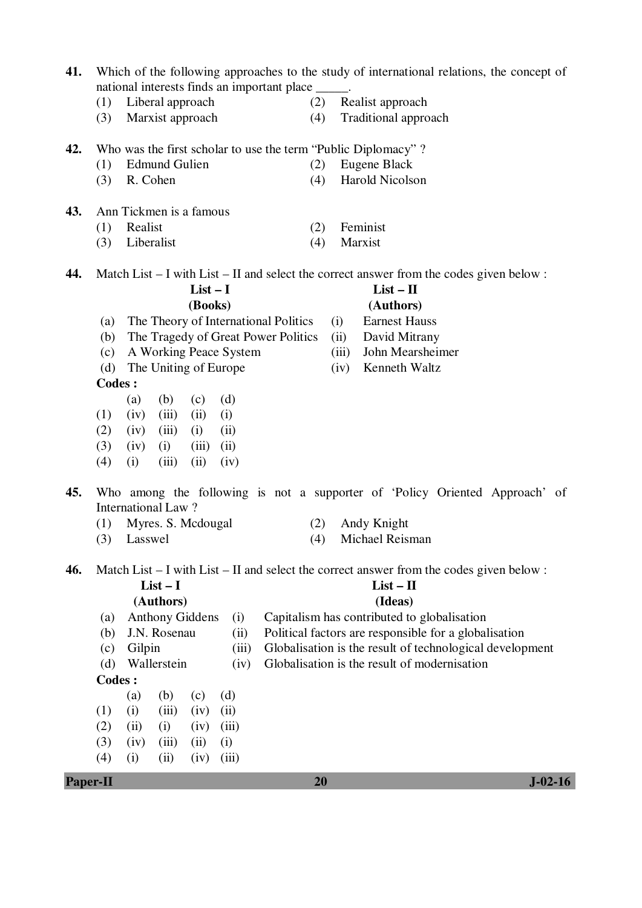41. Which of the following approaches to the study of international relations, the concept of national interests finds an important place _____.

(1) Liberal approach  (2) Realist approach
(3) Marxist approach  (4) Traditional approach

42. Who was the first scholar to use the term "Public Diplomacy" ?

(1) Edmund Gulien  (2) Eugene Black
(3) R. Cohen  (4) Harold Nicolson

43. Ann Tickmen is a famous

(1) Realist  (2) Feminist
(3) Liberalist  (4) Marxist

44. Match List – I with List – II and select the correct answer from the codes given below :

| | List – I (Books) | | List – II (Authors) |
|---|---|---|---|
| (a) | The Theory of International Politics | (i) | Earnest Hauss |
| (b) | The Tragedy of Great Power Politics | (ii) | David Mitrany |
| (c) | A Working Peace System | (iii) | John Mearsheimer |
| (d) | The Uniting of Europe | (iv) | Kenneth Waltz |

**Codes :**

| | (a) | (b) | (c) | (d) |
|---|---|---|---|---|
| (1) | (iv) | (iii) | (ii) | (i) |
| (2) | (iv) | (iii) | (i) | (ii) |
| (3) | (iv) | (i) | (iii) | (ii) |
| (4) | (i) | (iii) | (ii) | (iv) |

45. Who among the following is not a supporter of 'Policy Oriented Approach' of International Law ?

(1) Myres. S. Mcdougal  (2) Andy Knight
(3) Lasswel  (4) Michael Reisman

46. Match List – I with List – II and select the correct answer from the codes given below :

| | List – I (Authors) | | List – II (Ideas) |
|---|---|---|---|
| (a) | Anthony Giddens | (i) | Capitalism has contributed to globalisation |
| (b) | J.N. Rosenau | (ii) | Political factors are responsible for a globalisation |
| (c) | Gilpin | (iii) | Globalisation is the result of technological development |
| (d) | Wallerstein | (iv) | Globalisation is the result of modernisation |

**Codes :**

| | (a) | (b) | (c) | (d) |
|---|---|---|---|---|
| (1) | (i) | (iii) | (iv) | (ii) |
| (2) | (ii) | (i) | (iv) | (iii) |
| (3) | (iv) | (iii) | (ii) | (i) |
| (4) | (i) | (ii) | (iv) | (iii) |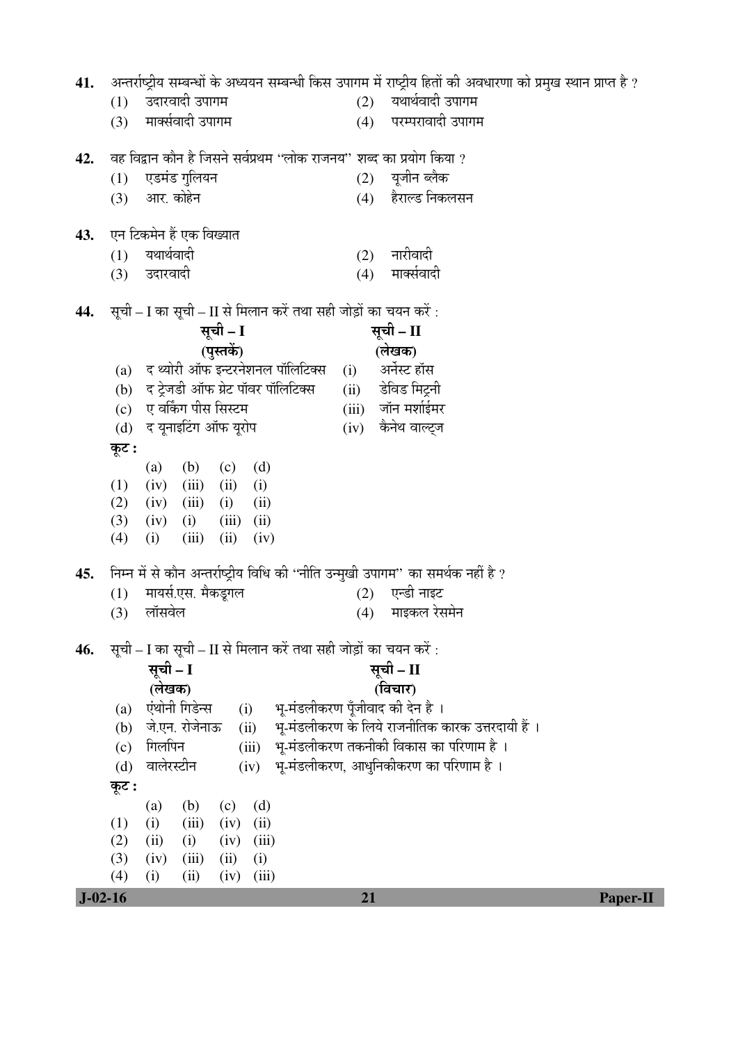**41.** अन्तर्राष्ट्रीय सम्बन्धों के अध्ययन सम्बन्धी किस उपागम में राष्ट्रीय हितों की अवधारणा को प्रमुख स्थान प्राप्त है ?

(1) उदारवादी उपागम (2) यथार्थवादी उपागम

(3) मार्क्सवादी उपागम (4) परम्परावादी उपागम

**42.** वह विद्वान कौन है जिसने सर्वप्रथम "लोक राजनय" शब्द का प्रयोग किया ?

(1) एडमंड गुलियन (2) यूजीन ब्लैक

(3) आर. कोहेन (4) हैराल्ड निकलसन

**43.** एन टिकमेन हैं एक विख्यात

(1) यथार्थवादी (2) नारीवादी

(3) उदारवादी (4) मार्क्सवादी

**44.** सूची – I का सूची – II से मिलान करें तथा सही जोड़ों का चयन करें :

| | सूची – I (पुस्तकें) | | सूची – II (लेखक) |
|---|---|---|---|
| (a) | द थ्योरी ऑफ इन्टरनेशनल पॉलिटिक्स | (i) | अर्नेस्ट हॉस |
| (b) | द ट्रेजडी ऑफ ग्रेट पॉवर पॉलिटिक्स | (ii) | डेविड मिट्रनी |
| (c) | ए वर्किंग पीस सिस्टम | (iii) | जॉन मर्शाईमर |
| (d) | द यूनाइटिंग ऑफ यूरोप | (iv) | कैनेथ वाल्ट्ज |

**कूट :**

| | (a) | (b) | (c) | (d) |
|---|---|---|---|---|
| (1) | (iv) | (iii) | (ii) | (i) |
| (2) | (iv) | (iii) | (i) | (ii) |
| (3) | (iv) | (i) | (iii) | (ii) |
| (4) | (i) | (iii) | (ii) | (iv) |

**45.** निम्न में से कौन अन्तर्राष्ट्रीय विधि की "नीति उन्मुखी उपागम" का समर्थक नहीं है ?

(1) मायर्स.एस. मैकडूगल (2) एन्डी नाइट

(3) लॉसवेल (4) माइकल रेसमेन

**46.** सूची – I का सूची – II से मिलान करें तथा सही जोड़ों का चयन करें :

| | सूची – I (लेखक) | | सूची – II (विचार) |
|---|---|---|---|
| (a) | एंथोनी गिडेन्स | (i) | भू-मंडलीकरण पूँजीवाद की देन है । |
| (b) | जे.एन. रोजेनाऊ | (ii) | भू-मंडलीकरण के लिये राजनीतिक कारक उत्तरदायी हैं । |
| (c) | गिलपिन | (iii) | भू-मंडलीकरण तकनीकी विकास का परिणाम है । |
| (d) | वालेरस्टीन | (iv) | भू-मंडलीकरण, आधुनिकीकरण का परिणाम है । |

**कूट :**

| | (a) | (b) | (c) | (d) |
|---|---|---|---|---|
| (1) | (i) | (iii) | (iv) | (ii) |
| (2) | (ii) | (i) | (iv) | (iii) |
| (3) | (iv) | (iii) | (ii) | (i) |
| (4) | (i) | (ii) | (iv) | (iii) |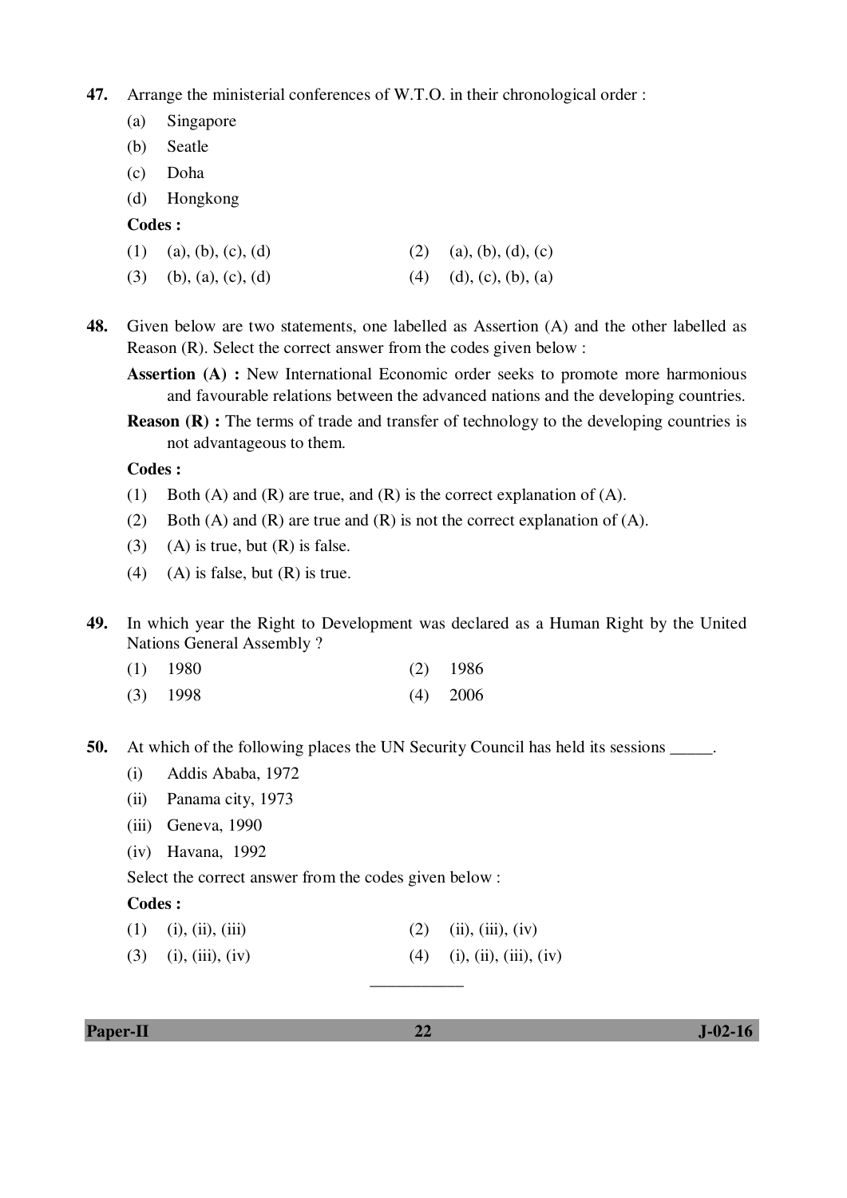47. Arrange the ministerial conferences of W.T.O. in their chronological order :

(a) Singapore

(b) Seatle

(c) Doha

(d) Hongkong

**Codes :**

(1) (a), (b), (c), (d)  (2) (a), (b), (d), (c)

(3) (b), (a), (c), (d)  (4) (d), (c), (b), (a)

48. Given below are two statements, one labelled as Assertion (A) and the other labelled as Reason (R). Select the correct answer from the codes given below :

**Assertion (A) :** New International Economic order seeks to promote more harmonious and favourable relations between the advanced nations and the developing countries.

**Reason (R) :** The terms of trade and transfer of technology to the developing countries is not advantageous to them.

**Codes :**

(1) Both (A) and (R) are true, and (R) is the correct explanation of (A).

(2) Both (A) and (R) are true and (R) is not the correct explanation of (A).

(3) (A) is true, but (R) is false.

(4) (A) is false, but (R) is true.

49. In which year the Right to Development was declared as a Human Right by the United Nations General Assembly ?

(1) 1980  (2) 1986

(3) 1998  (4) 2006

50. At which of the following places the UN Security Council has held its sessions _____.

(i) Addis Ababa, 1972

(ii) Panama city, 1973

(iii) Geneva, 1990

(iv) Havana, 1992

Select the correct answer from the codes given below :

**Codes :**

(1) (i), (ii), (iii)  (2) (ii), (iii), (iv)

(3) (i), (iii), (iv)  (4) (i), (ii), (iii), (iv)

___________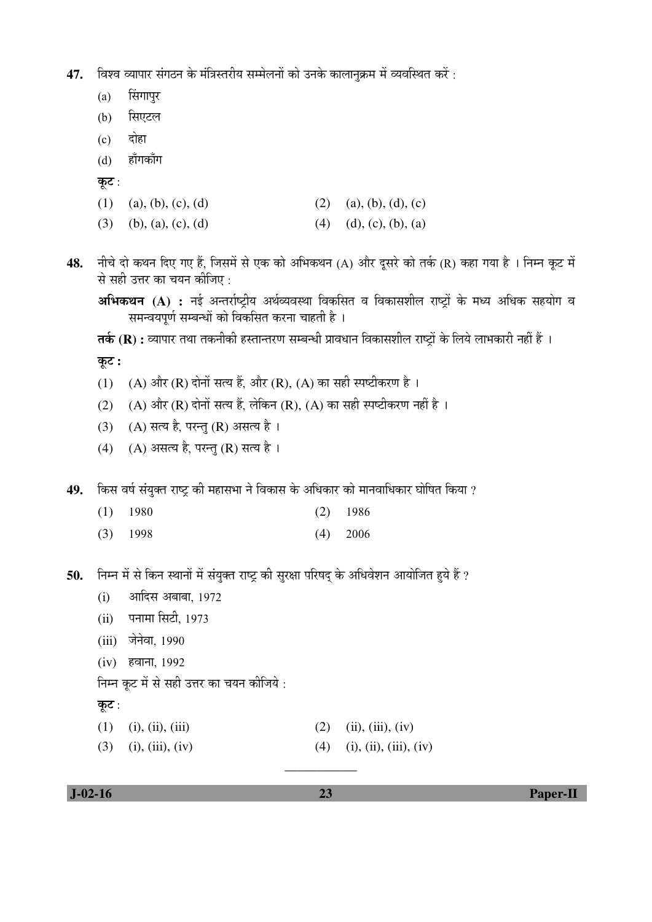47. विश्व व्यापार संगठन के मंत्रिस्तरीय सम्मेलनों को उनके कालानुक्रम में व्यवस्थित करें :

(a) सिंगापुर

(b) सिएटल

(c) दोहा

(d) हाँगकाँग

**कूट** :

(1) (a), (b), (c), (d)
(2) (a), (b), (d), (c)
(3) (b), (a), (c), (d)
(4) (d), (c), (b), (a)

48. नीचे दो कथन दिए गए हैं, जिसमें से एक को अभिकथन (A) और दूसरे को तर्क (R) कहा गया है । निम्न कूट में से सही उत्तर का चयन कीजिए :

**अभिकथन (A) :** नई अन्तर्राष्ट्रीय अर्थव्यवस्था विकसित व विकासशील राष्ट्रों के मध्य अधिक सहयोग व समन्वयपूर्ण सम्बन्धों को विकसित करना चाहती है ।

**तर्क (R) :** व्यापार तथा तकनीकी हस्तान्तरण सम्बन्धी प्रावधान विकासशील राष्ट्रों के लिये लाभकारी नहीं हैं ।

**कूट :**

(1) (A) और (R) दोनों सत्य हैं, और (R), (A) का सही स्पष्टीकरण है ।

(2) (A) और (R) दोनों सत्य हैं, लेकिन (R), (A) का सही स्पष्टीकरण नहीं है ।

(3) (A) सत्य है, परन्तु (R) असत्य है ।

(4) (A) असत्य है, परन्तु (R) सत्य है ।

49. किस वर्ष संयुक्त राष्ट्र की महासभा ने विकास के अधिकार को मानवाधिकार घोषित किया ?

(1) 1980
(2) 1986
(3) 1998
(4) 2006

50. निम्न में से किन स्थानों में संयुक्त राष्ट्र की सुरक्षा परिषद् के अधिवेशन आयोजित हुये हैं ?

(i) आदिस अबाबा, 1972

(ii) पनामा सिटी, 1973

(iii) जेनेवा, 1990

(iv) हवाना, 1992

निम्न कूट में से सही उत्तर का चयन कीजिये :

**कूट** :

(1) (i), (ii), (iii)
(2) (ii), (iii), (iv)
(3) (i), (iii), (iv)
(4) (i), (ii), (iii), (iv)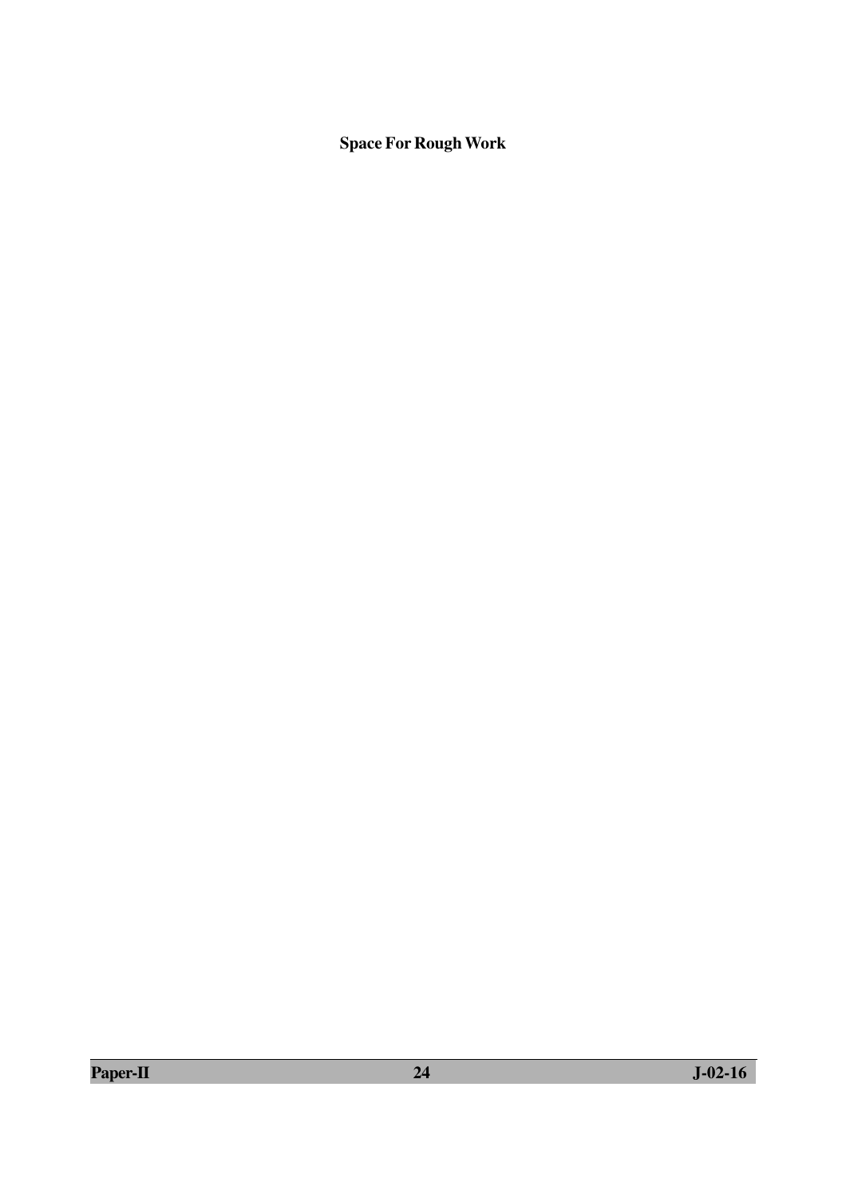**Space For Rough Work**